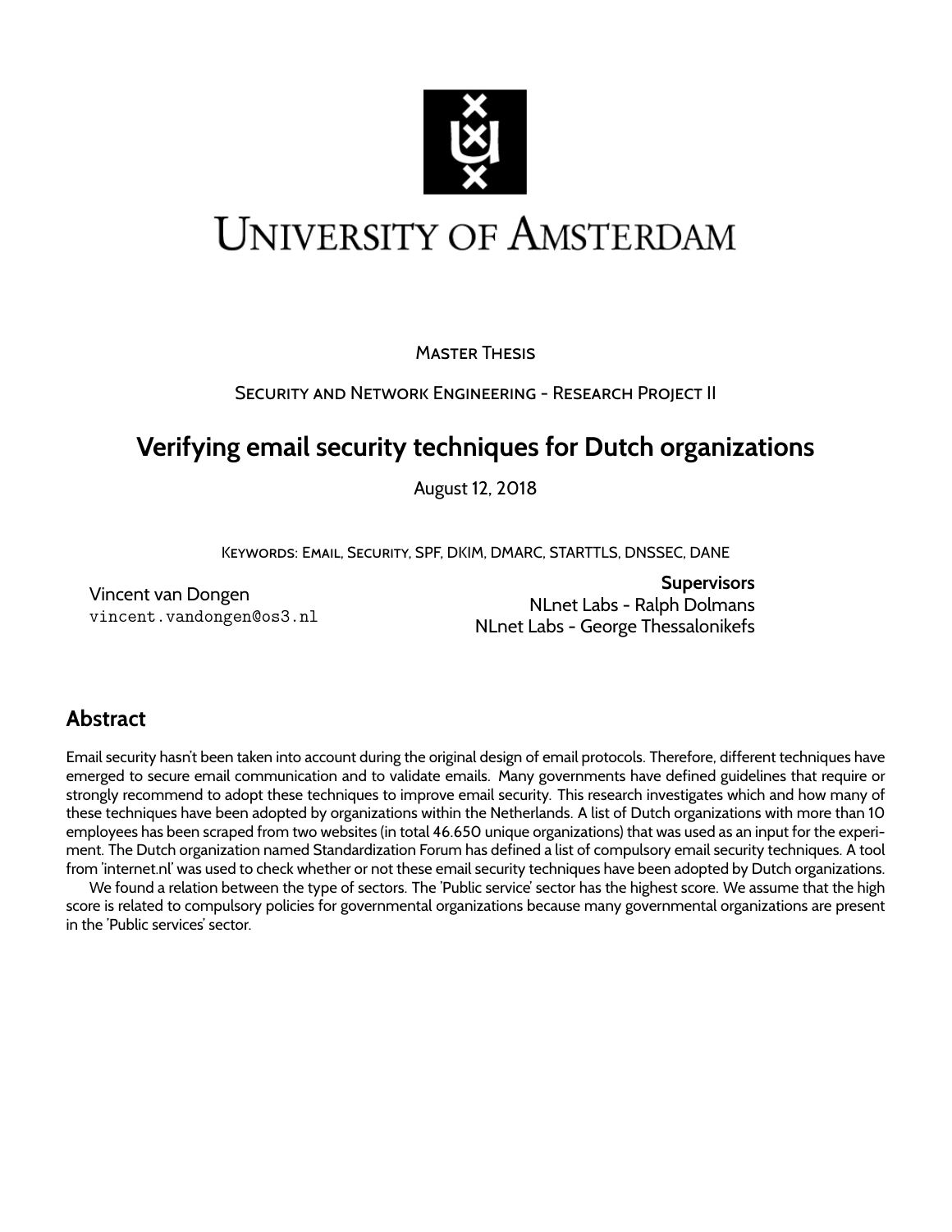UNIVERSITY OF AMSTERDAM

MASTER THESIS

SECURITY AND NETWORK ENGINEERING - RESEARCH PROJECT II

# Verifying email security techniques for Dutch organizations

August 12, 2018

KEYWORDS: EMAIL, SECURITY, SPF, DKIM, DMARC, STARTTLS, DNSSEC, DANE

Vincent van Dongen
`vincent.vandongen@os3.nl`

**Supervisors**
NLnet Labs - Ralph Dolmans
NLnet Labs - George Thessalonikefs

## Abstract

Email security hasn't been taken into account during the original design of email protocols. Therefore, different techniques have emerged to secure email communication and to validate emails. Many governments have defined guidelines that require or strongly recommend to adopt these techniques to improve email security. This research investigates which and how many of these techniques have been adopted by organizations within the Netherlands. A list of Dutch organizations with more than 10 employees has been scraped from two websites (in total 46.650 unique organizations) that was used as an input for the experiment. The Dutch organization named Standardization Forum has defined a list of compulsory email security techniques. A tool from 'internet.nl' was used to check whether or not these email security techniques have been adopted by Dutch organizations.

We found a relation between the type of sectors. The 'Public service' sector has the highest score. We assume that the high score is related to compulsory policies for governmental organizations because many governmental organizations are present in the 'Public services' sector.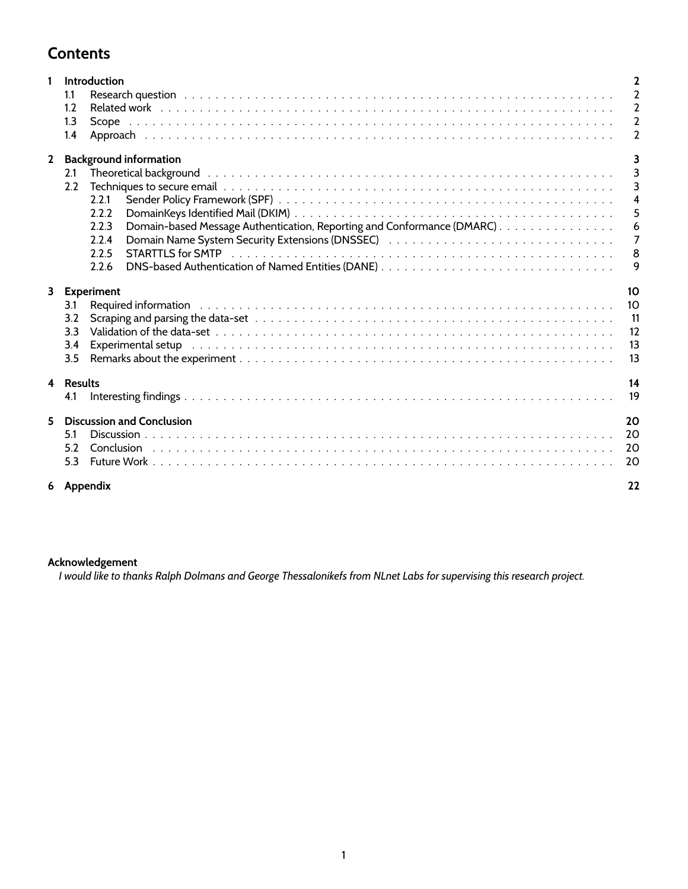# Contents

**1 Introduction** — 2
- 1.1 Research question — 2
- 1.2 Related work — 2
- 1.3 Scope — 2
- 1.4 Approach — 2

**2 Background information** — 3
- 2.1 Theoretical background — 3
- 2.2 Techniques to secure email — 3
  - 2.2.1 Sender Policy Framework (SPF) — 4
  - 2.2.2 DomainKeys Identified Mail (DKIM) — 5
  - 2.2.3 Domain-based Message Authentication, Reporting and Conformance (DMARC) — 6
  - 2.2.4 Domain Name System Security Extensions (DNSSEC) — 7
  - 2.2.5 STARTTLS for SMTP — 8
  - 2.2.6 DNS-based Authentication of Named Entities (DANE) — 9

**3 Experiment** — 10
- 3.1 Required information — 10
- 3.2 Scraping and parsing the data-set — 11
- 3.3 Validation of the data-set — 12
- 3.4 Experimental setup — 13
- 3.5 Remarks about the experiment — 13

**4 Results** — 14
- 4.1 Interesting findings — 19

**5 Discussion and Conclusion** — 20
- 5.1 Discussion — 20
- 5.2 Conclusion — 20
- 5.3 Future Work — 20

**6 Appendix** — 22

**Acknowledgement**

*I would like to thanks Ralph Dolmans and George Thessalonikefs from NLnet Labs for supervising this research project.*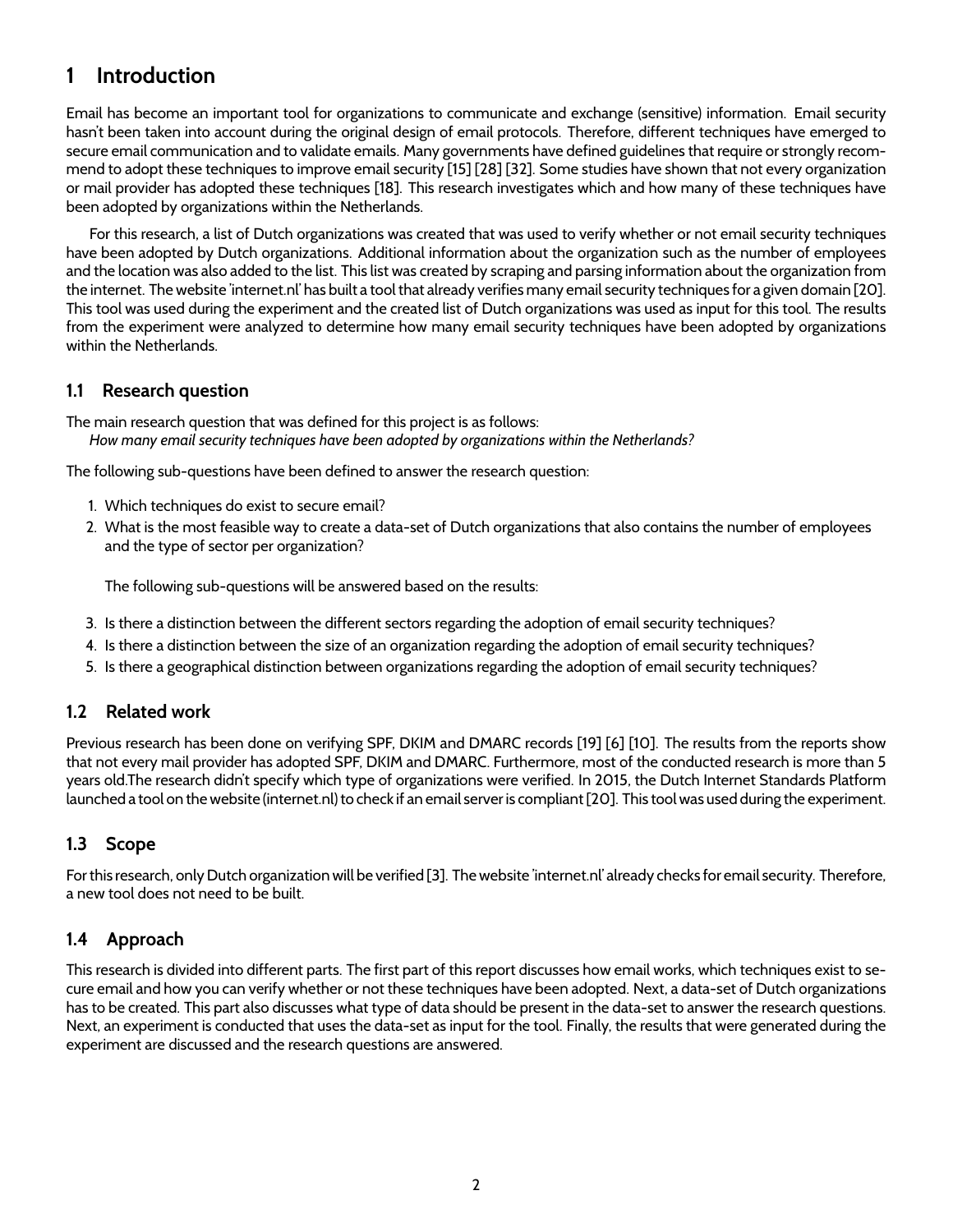# 1 Introduction

Email has become an important tool for organizations to communicate and exchange (sensitive) information. Email security hasn't been taken into account during the original design of email protocols. Therefore, different techniques have emerged to secure email communication and to validate emails. Many governments have defined guidelines that require or strongly recommend to adopt these techniques to improve email security [15] [28] [32]. Some studies have shown that not every organization or mail provider has adopted these techniques [18]. This research investigates which and how many of these techniques have been adopted by organizations within the Netherlands.

For this research, a list of Dutch organizations was created that was used to verify whether or not email security techniques have been adopted by Dutch organizations. Additional information about the organization such as the number of employees and the location was also added to the list. This list was created by scraping and parsing information about the organization from the internet. The website 'internet.nl' has built a tool that already verifies many email security techniques for a given domain [20]. This tool was used during the experiment and the created list of Dutch organizations was used as input for this tool. The results from the experiment were analyzed to determine how many email security techniques have been adopted by organizations within the Netherlands.

## 1.1 Research question

The main research question that was defined for this project is as follows:
*How many email security techniques have been adopted by organizations within the Netherlands?*

The following sub-questions have been defined to answer the research question:

1. Which techniques do exist to secure email?
2. What is the most feasible way to create a data-set of Dutch organizations that also contains the number of employees and the type of sector per organization?

   The following sub-questions will be answered based on the results:

3. Is there a distinction between the different sectors regarding the adoption of email security techniques?
4. Is there a distinction between the size of an organization regarding the adoption of email security techniques?
5. Is there a geographical distinction between organizations regarding the adoption of email security techniques?

## 1.2 Related work

Previous research has been done on verifying SPF, DKIM and DMARC records [19] [6] [10]. The results from the reports show that not every mail provider has adopted SPF, DKIM and DMARC. Furthermore, most of the conducted research is more than 5 years old.The research didn't specify which type of organizations were verified. In 2015, the Dutch Internet Standards Platform launched a tool on the website (internet.nl) to check if an email server is compliant [20]. This tool was used during the experiment.

## 1.3 Scope

For this research, only Dutch organization will be verified [3]. The website 'internet.nl' already checks for email security. Therefore, a new tool does not need to be built.

## 1.4 Approach

This research is divided into different parts. The first part of this report discusses how email works, which techniques exist to secure email and how you can verify whether or not these techniques have been adopted. Next, a data-set of Dutch organizations has to be created. This part also discusses what type of data should be present in the data-set to answer the research questions. Next, an experiment is conducted that uses the data-set as input for the tool. Finally, the results that were generated during the experiment are discussed and the research questions are answered.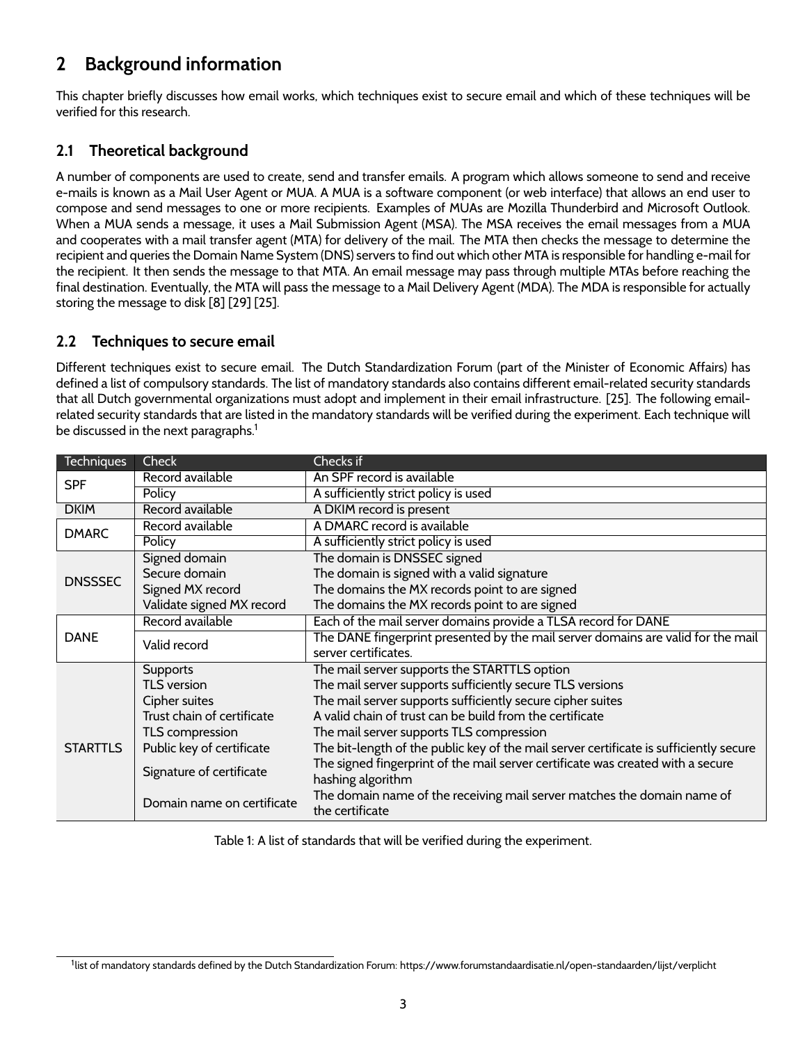# 2 Background information

This chapter briefly discusses how email works, which techniques exist to secure email and which of these techniques will be verified for this research.

## 2.1 Theoretical background

A number of components are used to create, send and transfer emails. A program which allows someone to send and receive e-mails is known as a Mail User Agent or MUA. A MUA is a software component (or web interface) that allows an end user to compose and send messages to one or more recipients. Examples of MUAs are Mozilla Thunderbird and Microsoft Outlook. When a MUA sends a message, it uses a Mail Submission Agent (MSA). The MSA receives the email messages from a MUA and cooperates with a mail transfer agent (MTA) for delivery of the mail. The MTA then checks the message to determine the recipient and queries the Domain Name System (DNS) servers to find out which other MTA is responsible for handling e-mail for the recipient. It then sends the message to that MTA. An email message may pass through multiple MTAs before reaching the final destination. Eventually, the MTA will pass the message to a Mail Delivery Agent (MDA). The MDA is responsible for actually storing the message to disk [8] [29] [25].

## 2.2 Techniques to secure email

Different techniques exist to secure email. The Dutch Standardization Forum (part of the Minister of Economic Affairs) has defined a list of compulsory standards. The list of mandatory standards also contains different email-related security standards that all Dutch governmental organizations must adopt and implement in their email infrastructure. [25]. The following email-related security standards that are listed in the mandatory standards will be verified during the experiment. Each technique will be discussed in the next paragraphs.[1]

| Techniques | Check | Checks if |
|---|---|---|
| SPF | Record available | An SPF record is available |
| | Policy | A sufficiently strict policy is used |
| DKIM | Record available | A DKIM record is present |
| DMARC | Record available | A DMARC record is available |
| | Policy | A sufficiently strict policy is used |
| DNSSSEC | Signed domain | The domain is DNSSEC signed |
| | Secure domain | The domain is signed with a valid signature |
| | Signed MX record | The domains the MX records point to are signed |
| | Validate signed MX record | The domains the MX records point to are signed |
| DANE | Record available | Each of the mail server domains provide a TLSA record for DANE |
| | Valid record | The DANE fingerprint presented by the mail server domains are valid for the mail server certificates. |
| STARTTLS | Supports | The mail server supports the STARTTLS option |
| | TLS version | The mail server supports sufficiently secure TLS versions |
| | Cipher suites | The mail server supports sufficiently secure cipher suites |
| | Trust chain of certificate | A valid chain of trust can be build from the certificate |
| | TLS compression | The mail server supports TLS compression |
| | Public key of certificate | The bit-length of the public key of the mail server certificate is sufficiently secure |
| | Signature of certificate | The signed fingerprint of the mail server certificate was created with a secure hashing algorithm |
| | Domain name on certificate | The domain name of the receiving mail server matches the domain name of the certificate |

Table 1: A list of standards that will be verified during the experiment.

[1] list of mandatory standards defined by the Dutch Standardization Forum: https://www.forumstandaardisatie.nl/open-standaarden/lijst/verplicht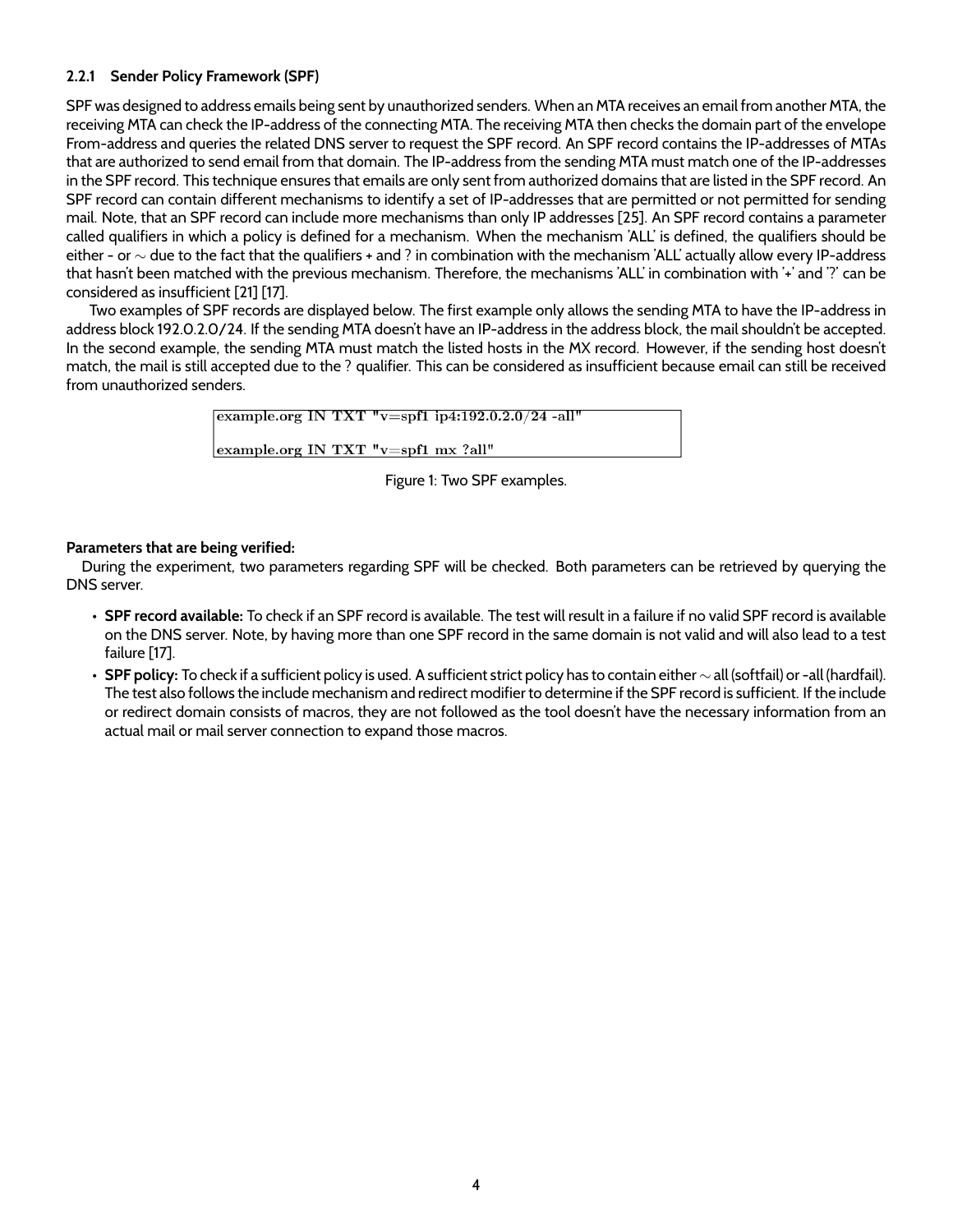### 2.2.1 Sender Policy Framework (SPF)

SPF was designed to address emails being sent by unauthorized senders. When an MTA receives an email from another MTA, the receiving MTA can check the IP-address of the connecting MTA. The receiving MTA then checks the domain part of the envelope From-address and queries the related DNS server to request the SPF record. An SPF record contains the IP-addresses of MTAs that are authorized to send email from that domain. The IP-address from the sending MTA must match one of the IP-addresses in the SPF record. This technique ensures that emails are only sent from authorized domains that are listed in the SPF record. An SPF record can contain different mechanisms to identify a set of IP-addresses that are permitted or not permitted for sending mail. Note, that an SPF record can include more mechanisms than only IP addresses [25]. An SPF record contains a parameter called qualifiers in which a policy is defined for a mechanism. When the mechanism 'ALL' is defined, the qualifiers should be either - or $\sim$ due to the fact that the qualifiers + and ? in combination with the mechanism 'ALL' actually allow every IP-address that hasn't been matched with the previous mechanism. Therefore, the mechanisms 'ALL' in combination with '+' and '?' can be considered as insufficient [21] [17].

Two examples of SPF records are displayed below. The first example only allows the sending MTA to have the IP-address in address block 192.0.2.0/24. If the sending MTA doesn't have an IP-address in the address block, the mail shouldn't be accepted. In the second example, the sending MTA must match the listed hosts in the MX record. However, if the sending host doesn't match, the mail is still accepted due to the ? qualifier. This can be considered as insufficient because email can still be received from unauthorized senders.

```
example.org IN TXT "v=spf1 ip4:192.0.2.0/24 -all"

example.org IN TXT "v=spf1 mx ?all"
```

Figure 1: Two SPF examples.

**Parameters that are being verified:**

During the experiment, two parameters regarding SPF will be checked. Both parameters can be retrieved by querying the DNS server.

- **SPF record available:** To check if an SPF record is available. The test will result in a failure if no valid SPF record is available on the DNS server. Note, by having more than one SPF record in the same domain is not valid and will also lead to a test failure [17].
- **SPF policy:** To check if a sufficient policy is used. A sufficient strict policy has to contain either $\sim$all (softfail) or -all (hardfail). The test also follows the include mechanism and redirect modifier to determine if the SPF record is sufficient. If the include or redirect domain consists of macros, they are not followed as the tool doesn't have the necessary information from an actual mail or mail server connection to expand those macros.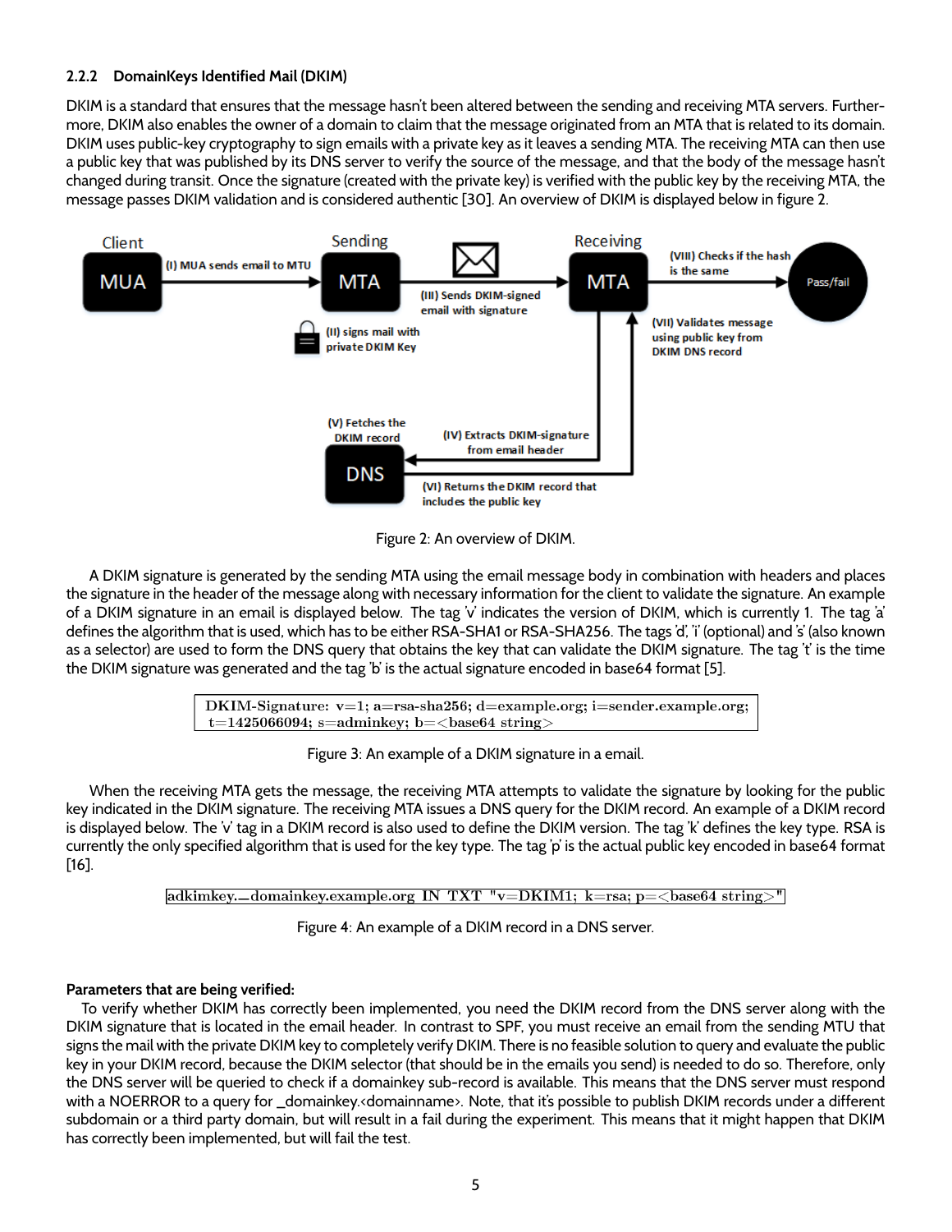### 2.2.2 DomainKeys Identified Mail (DKIM)

DKIM is a standard that ensures that the message hasn't been altered between the sending and receiving MTA servers. Furthermore, DKIM also enables the owner of a domain to claim that the message originated from an MTA that is related to its domain. DKIM uses public-key cryptography to sign emails with a private key as it leaves a sending MTA. The receiving MTA can then use a public key that was published by its DNS server to verify the source of the message, and that the body of the message hasn't changed during transit. Once the signature (created with the private key) is verified with the public key by the receiving MTA, the message passes DKIM validation and is considered authentic [30]. An overview of DKIM is displayed below in figure 2.

Figure 2: An overview of DKIM.

A DKIM signature is generated by the sending MTA using the email message body in combination with headers and places the signature in the header of the message along with necessary information for the client to validate the signature. An example of a DKIM signature in an email is displayed below. The tag 'v' indicates the version of DKIM, which is currently 1. The tag 'a' defines the algorithm that is used, which has to be either RSA-SHA1 or RSA-SHA256. The tags 'd', 'i' (optional) and 's' (also known as a selector) are used to form the DNS query that obtains the key that can validate the DKIM signature. The tag 't' is the time the DKIM signature was generated and the tag 'b' is the actual signature encoded in base64 format [5].

```
DKIM-Signature: v=1; a=rsa-sha256; d=example.org; i=sender.example.org;
t=1425066094; s=adminkey; b=<base64 string>
```

Figure 3: An example of a DKIM signature in a email.

When the receiving MTA gets the message, the receiving MTA attempts to validate the signature by looking for the public key indicated in the DKIM signature. The receiving MTA issues a DNS query for the DKIM record. An example of a DKIM record is displayed below. The 'v' tag in a DKIM record is also used to define the DKIM version. The tag 'k' defines the key type. RSA is currently the only specified algorithm that is used for the key type. The tag 'p' is the actual public key encoded in base64 format [16].

```
adkimkey._domainkey.example.org IN TXT "v=DKIM1; k=rsa; p=<base64 string>"
```

Figure 4: An example of a DKIM record in a DNS server.

**Parameters that are being verified:**

To verify whether DKIM has correctly been implemented, you need the DKIM record from the DNS server along with the DKIM signature that is located in the email header. In contrast to SPF, you must receive an email from the sending MTU that signs the mail with the private DKIM key to completely verify DKIM. There is no feasible solution to query and evaluate the public key in your DKIM record, because the DKIM selector (that should be in the emails you send) is needed to do so. Therefore, only the DNS server will be queried to check if a domainkey sub-record is available. This means that the DNS server must respond with a NOERROR to a query for _domainkey.<domainname>. Note, that it's possible to publish DKIM records under a different subdomain or a third party domain, but will result in a fail during the experiment. This means that it might happen that DKIM has correctly been implemented, but will fail the test.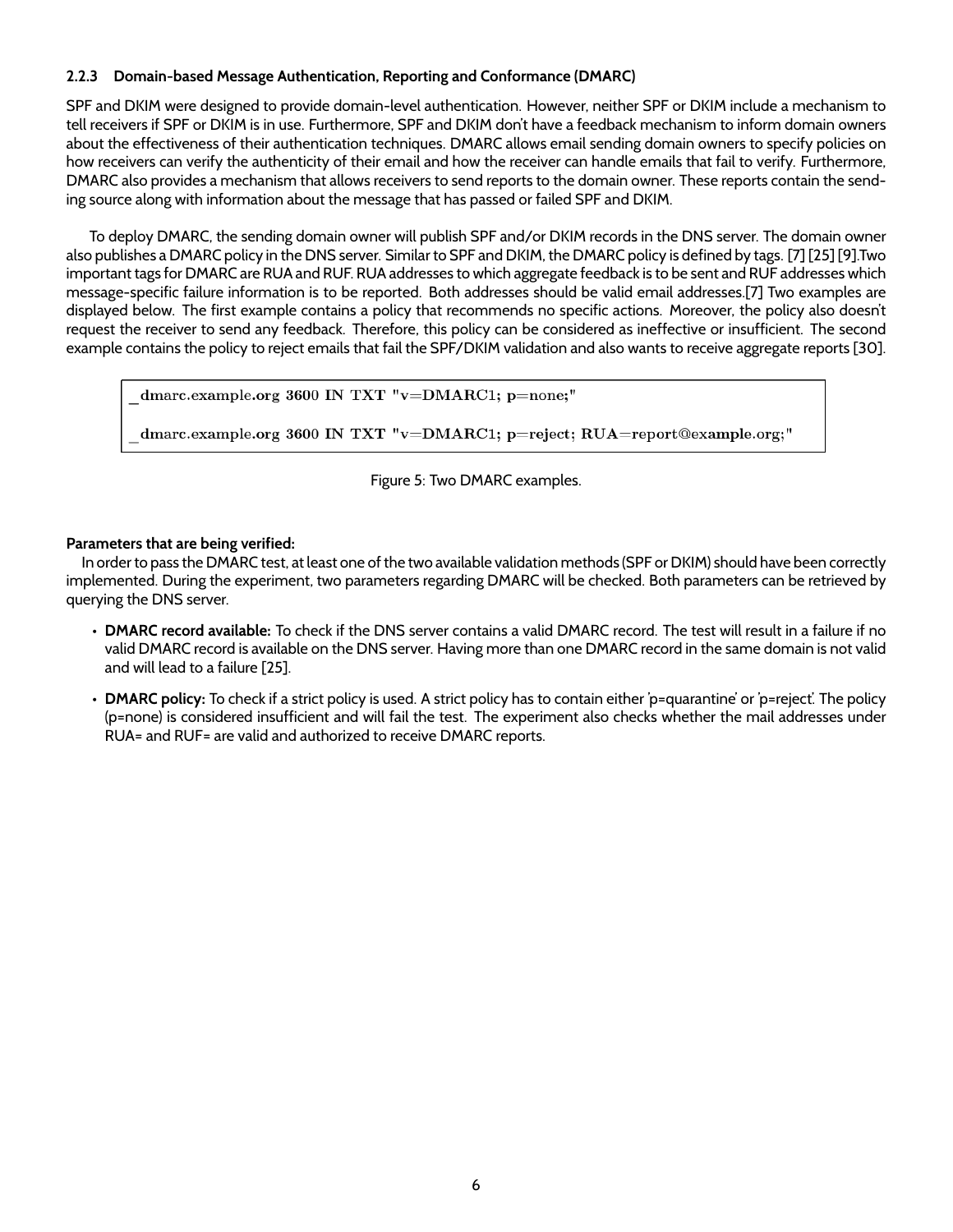### 2.2.3 Domain-based Message Authentication, Reporting and Conformance (DMARC)

SPF and DKIM were designed to provide domain-level authentication. However, neither SPF or DKIM include a mechanism to tell receivers if SPF or DKIM is in use. Furthermore, SPF and DKIM don't have a feedback mechanism to inform domain owners about the effectiveness of their authentication techniques. DMARC allows email sending domain owners to specify policies on how receivers can verify the authenticity of their email and how the receiver can handle emails that fail to verify. Furthermore, DMARC also provides a mechanism that allows receivers to send reports to the domain owner. These reports contain the sending source along with information about the message that has passed or failed SPF and DKIM.

To deploy DMARC, the sending domain owner will publish SPF and/or DKIM records in the DNS server. The domain owner also publishes a DMARC policy in the DNS server. Similar to SPF and DKIM, the DMARC policy is defined by tags. [7] [25] [9].Two important tags for DMARC are RUA and RUF. RUA addresses to which aggregate feedback is to be sent and RUF addresses which message-specific failure information is to be reported. Both addresses should be valid email addresses.[7] Two examples are displayed below. The first example contains a policy that recommends no specific actions. Moreover, the policy also doesn't request the receiver to send any feedback. Therefore, this policy can be considered as ineffective or insufficient. The second example contains the policy to reject emails that fail the SPF/DKIM validation and also wants to receive aggregate reports [30].

```
_dmarc.example.org 3600 IN TXT "v=DMARC1; p=none;"

_dmarc.example.org 3600 IN TXT "v=DMARC1; p=reject; RUA=report@example.org;"
```

Figure 5: Two DMARC examples.

**Parameters that are being verified:**

In order to pass the DMARC test, at least one of the two available validation methods (SPF or DKIM) should have been correctly implemented. During the experiment, two parameters regarding DMARC will be checked. Both parameters can be retrieved by querying the DNS server.

- **DMARC record available:** To check if the DNS server contains a valid DMARC record. The test will result in a failure if no valid DMARC record is available on the DNS server. Having more than one DMARC record in the same domain is not valid and will lead to a failure [25].
- **DMARC policy:** To check if a strict policy is used. A strict policy has to contain either 'p=quarantine' or 'p=reject'. The policy (p=none) is considered insufficient and will fail the test. The experiment also checks whether the mail addresses under RUA= and RUF= are valid and authorized to receive DMARC reports.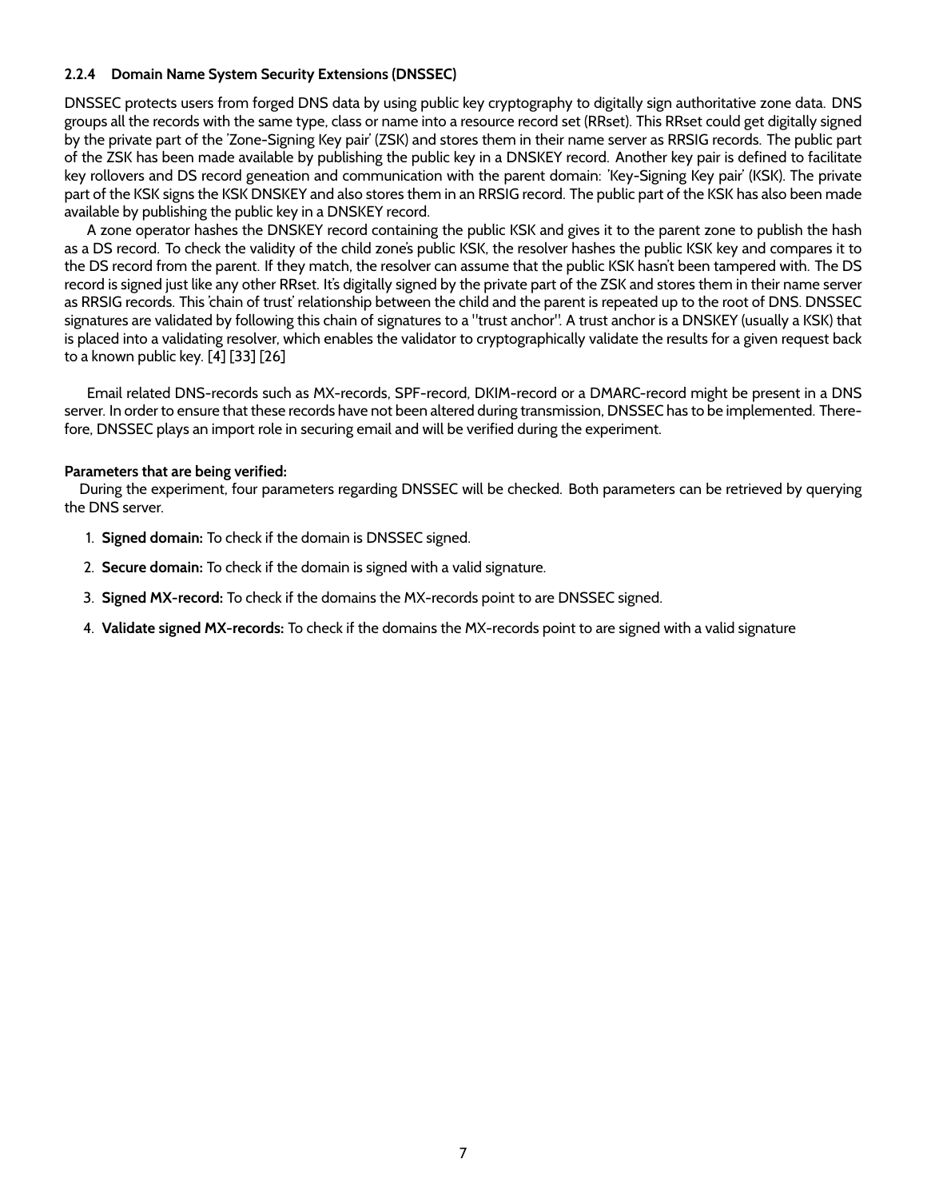### 2.2.4 Domain Name System Security Extensions (DNSSEC)

DNSSEC protects users from forged DNS data by using public key cryptography to digitally sign authoritative zone data. DNS groups all the records with the same type, class or name into a resource record set (RRset). This RRset could get digitally signed by the private part of the 'Zone-Signing Key pair' (ZSK) and stores them in their name server as RRSIG records. The public part of the ZSK has been made available by publishing the public key in a DNSKEY record. Another key pair is defined to facilitate key rollovers and DS record geneation and communication with the parent domain: 'Key-Signing Key pair' (KSK). The private part of the KSK signs the KSK DNSKEY and also stores them in an RRSIG record. The public part of the KSK has also been made available by publishing the public key in a DNSKEY record.

A zone operator hashes the DNSKEY record containing the public KSK and gives it to the parent zone to publish the hash as a DS record. To check the validity of the child zone's public KSK, the resolver hashes the public KSK key and compares it to the DS record from the parent. If they match, the resolver can assume that the public KSK hasn't been tampered with. The DS record is signed just like any other RRset. It's digitally signed by the private part of the ZSK and stores them in their name server as RRSIG records. This 'chain of trust' relationship between the child and the parent is repeated up to the root of DNS. DNSSEC signatures are validated by following this chain of signatures to a "trust anchor". A trust anchor is a DNSKEY (usually a KSK) that is placed into a validating resolver, which enables the validator to cryptographically validate the results for a given request back to a known public key. [4] [33] [26]

Email related DNS-records such as MX-records, SPF-record, DKIM-record or a DMARC-record might be present in a DNS server. In order to ensure that these records have not been altered during transmission, DNSSEC has to be implemented. Therefore, DNSSEC plays an import role in securing email and will be verified during the experiment.

**Parameters that are being verified:**

During the experiment, four parameters regarding DNSSEC will be checked. Both parameters can be retrieved by querying the DNS server.

1. **Signed domain:** To check if the domain is DNSSEC signed.
2. **Secure domain:** To check if the domain is signed with a valid signature.
3. **Signed MX-record:** To check if the domains the MX-records point to are DNSSEC signed.
4. **Validate signed MX-records:** To check if the domains the MX-records point to are signed with a valid signature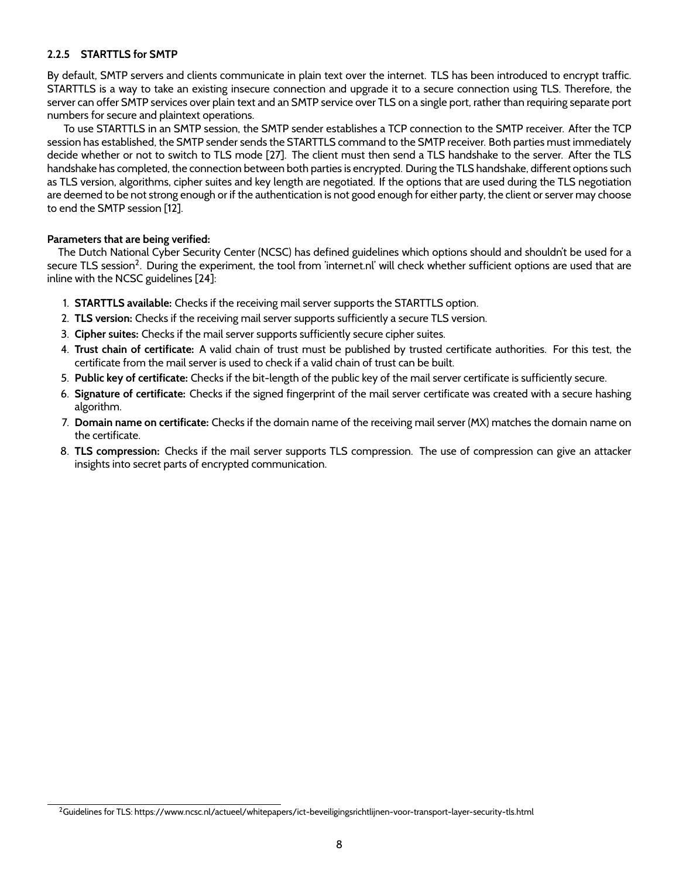### 2.2.5 STARTTLS for SMTP

By default, SMTP servers and clients communicate in plain text over the internet. TLS has been introduced to encrypt traffic. STARTTLS is a way to take an existing insecure connection and upgrade it to a secure connection using TLS. Therefore, the server can offer SMTP services over plain text and an SMTP service over TLS on a single port, rather than requiring separate port numbers for secure and plaintext operations.

To use STARTTLS in an SMTP session, the SMTP sender establishes a TCP connection to the SMTP receiver. After the TCP session has established, the SMTP sender sends the STARTTLS command to the SMTP receiver. Both parties must immediately decide whether or not to switch to TLS mode [27]. The client must then send a TLS handshake to the server. After the TLS handshake has completed, the connection between both parties is encrypted. During the TLS handshake, different options such as TLS version, algorithms, cipher suites and key length are negotiated. If the options that are used during the TLS negotiation are deemed to be not strong enough or if the authentication is not good enough for either party, the client or server may choose to end the SMTP session [12].

**Parameters that are being verified:**

The Dutch National Cyber Security Center (NCSC) has defined guidelines which options should and shouldn't be used for a secure TLS session[2]. During the experiment, the tool from 'internet.nl' will check whether sufficient options are used that are inline with the NCSC guidelines [24]:

1. **STARTTLS available:** Checks if the receiving mail server supports the STARTTLS option.
2. **TLS version:** Checks if the receiving mail server supports sufficiently a secure TLS version.
3. **Cipher suites:** Checks if the mail server supports sufficiently secure cipher suites.
4. **Trust chain of certificate:** A valid chain of trust must be published by trusted certificate authorities. For this test, the certificate from the mail server is used to check if a valid chain of trust can be built.
5. **Public key of certificate:** Checks if the bit-length of the public key of the mail server certificate is sufficiently secure.
6. **Signature of certificate:** Checks if the signed fingerprint of the mail server certificate was created with a secure hashing algorithm.
7. **Domain name on certificate:** Checks if the domain name of the receiving mail server (MX) matches the domain name on the certificate.
8. **TLS compression:** Checks if the mail server supports TLS compression. The use of compression can give an attacker insights into secret parts of encrypted communication.

[2] Guidelines for TLS: https://www.ncsc.nl/actueel/whitepapers/ict-beveiligingsrichtlijnen-voor-transport-layer-security-tls.html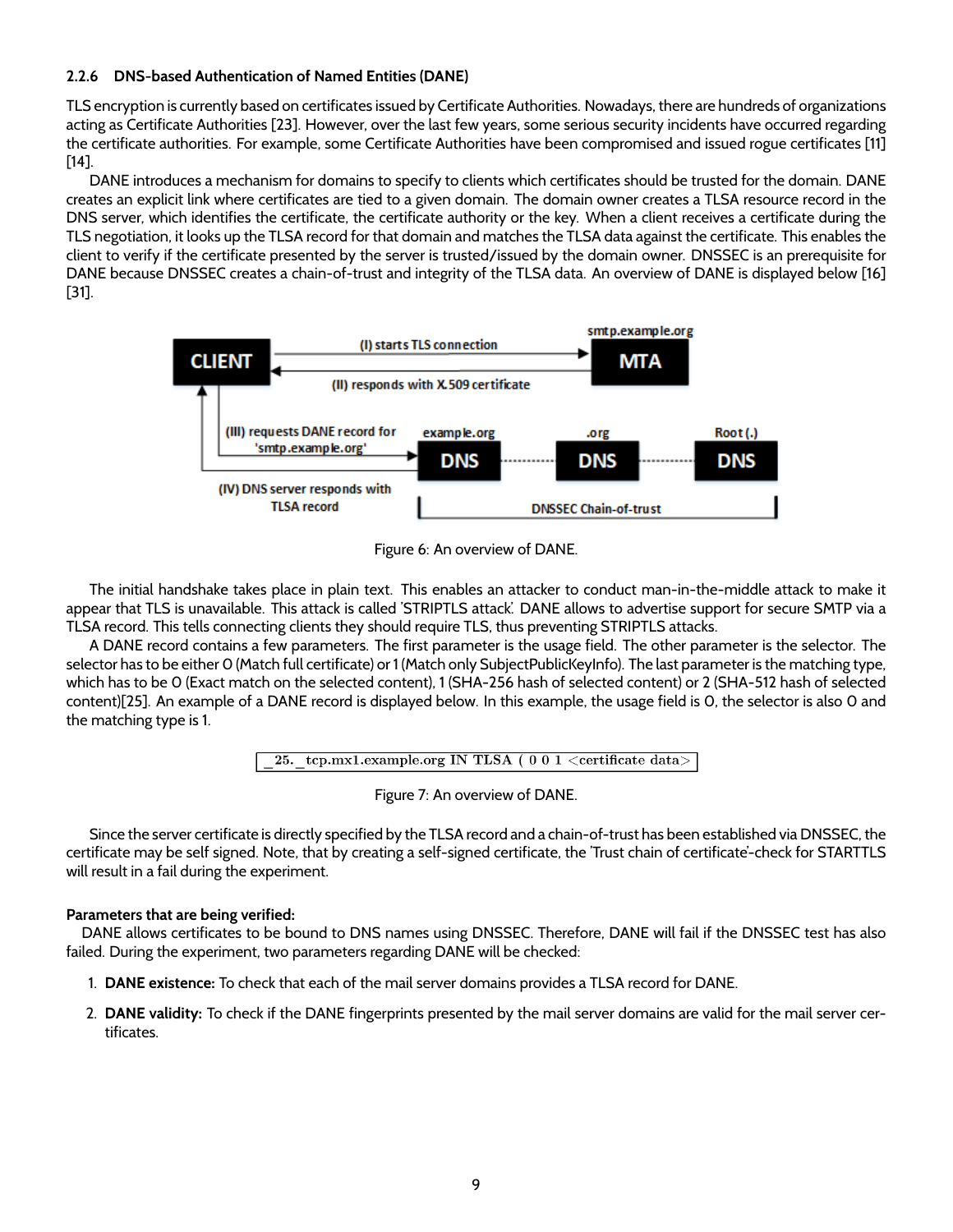### 2.2.6 DNS-based Authentication of Named Entities (DANE)

TLS encryption is currently based on certificates issued by Certificate Authorities. Nowadays, there are hundreds of organizations acting as Certificate Authorities [23]. However, over the last few years, some serious security incidents have occurred regarding the certificate authorities. For example, some Certificate Authorities have been compromised and issued rogue certificates [11] [14].

DANE introduces a mechanism for domains to specify to clients which certificates should be trusted for the domain. DANE creates an explicit link where certificates are tied to a given domain. The domain owner creates a TLSA resource record in the DNS server, which identifies the certificate, the certificate authority or the key. When a client receives a certificate during the TLS negotiation, it looks up the TLSA record for that domain and matches the TLSA data against the certificate. This enables the client to verify if the certificate presented by the server is trusted/issued by the domain owner. DNSSEC is an prerequisite for DANE because DNSSEC creates a chain-of-trust and integrity of the TLSA data. An overview of DANE is displayed below [16] [31].

Figure 6: An overview of DANE.

The initial handshake takes place in plain text. This enables an attacker to conduct man-in-the-middle attack to make it appear that TLS is unavailable. This attack is called 'STRIPTLS attack'. DANE allows to advertise support for secure SMTP via a TLSA record. This tells connecting clients they should require TLS, thus preventing STRIPTLS attacks.

A DANE record contains a few parameters. The first parameter is the usage field. The other parameter is the selector. The selector has to be either 0 (Match full certificate) or 1 (Match only SubjectPublicKeyInfo). The last parameter is the matching type, which has to be 0 (Exact match on the selected content), 1 (SHA-256 hash of selected content) or 2 (SHA-512 hash of selected content)[25]. An example of a DANE record is displayed below. In this example, the usage field is 0, the selector is also 0 and the matching type is 1.

```
_25._tcp.mx1.example.org IN TLSA ( 0 0 1 <certificate data>
```

Figure 7: An overview of DANE.

Since the server certificate is directly specified by the TLSA record and a chain-of-trust has been established via DNSSEC, the certificate may be self signed. Note, that by creating a self-signed certificate, the 'Trust chain of certificate'-check for STARTTLS will result in a fail during the experiment.

**Parameters that are being verified:**

DANE allows certificates to be bound to DNS names using DNSSEC. Therefore, DANE will fail if the DNSSEC test has also failed. During the experiment, two parameters regarding DANE will be checked:

1. **DANE existence:** To check that each of the mail server domains provides a TLSA record for DANE.
2. **DANE validity:** To check if the DANE fingerprints presented by the mail server domains are valid for the mail server certificates.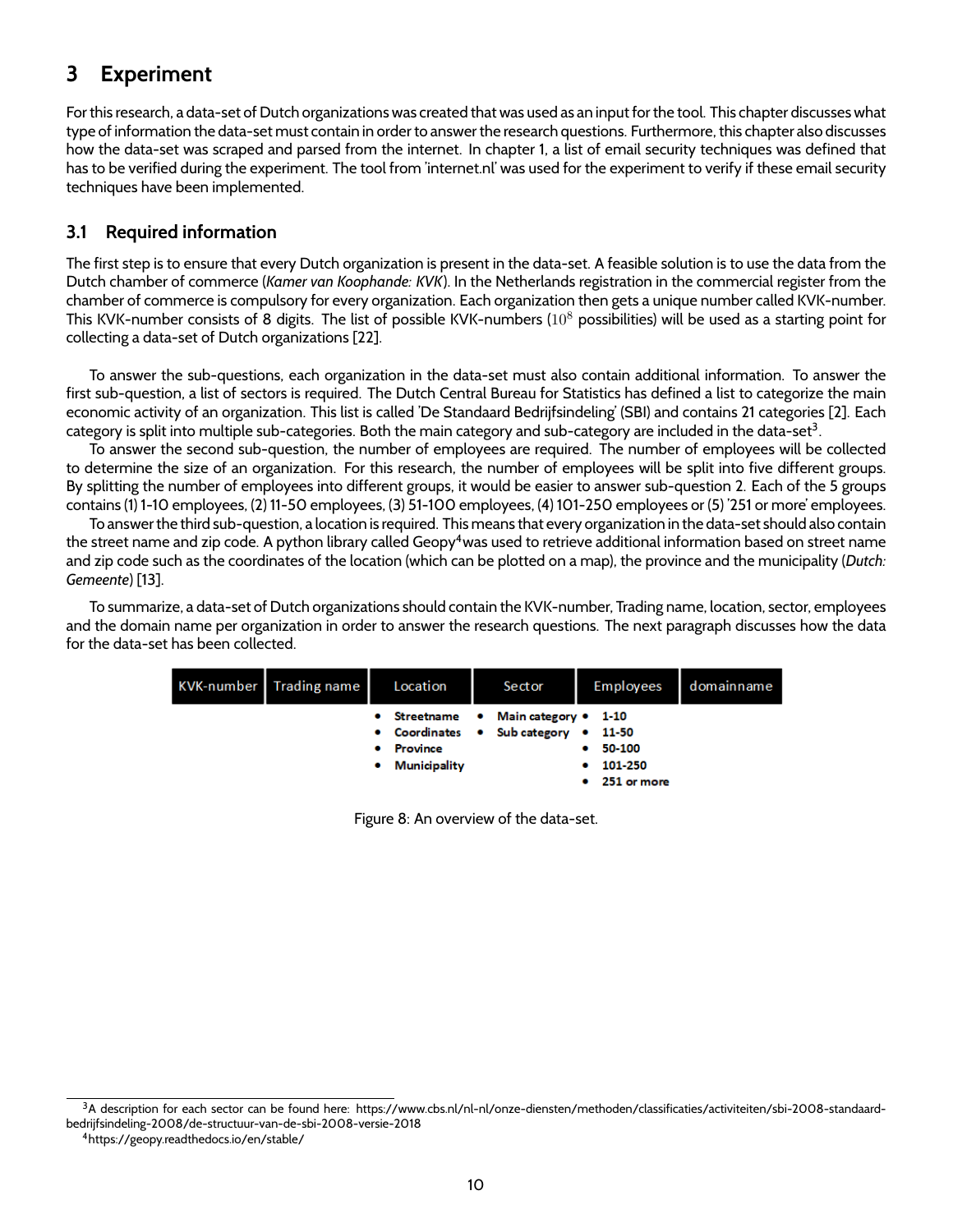# 3 Experiment

For this research, a data-set of Dutch organizations was created that was used as an input for the tool. This chapter discusses what type of information the data-set must contain in order to answer the research questions. Furthermore, this chapter also discusses how the data-set was scraped and parsed from the internet. In chapter 1, a list of email security techniques was defined that has to be verified during the experiment. The tool from 'internet.nl' was used for the experiment to verify if these email security techniques have been implemented.

## 3.1 Required information

The first step is to ensure that every Dutch organization is present in the data-set. A feasible solution is to use the data from the Dutch chamber of commerce (*Kamer van Koophande: KVK*). In the Netherlands registration in the commercial register from the chamber of commerce is compulsory for every organization. Each organization then gets a unique number called KVK-number. This KVK-number consists of 8 digits. The list of possible KVK-numbers ($10^8$ possibilities) will be used as a starting point for collecting a data-set of Dutch organizations [22].

To answer the sub-questions, each organization in the data-set must also contain additional information. To answer the first sub-question, a list of sectors is required. The Dutch Central Bureau for Statistics has defined a list to categorize the main economic activity of an organization. This list is called 'De Standaard Bedrijfsindeling' (SBI) and contains 21 categories [2]. Each category is split into multiple sub-categories. Both the main category and sub-category are included in the data-set[3].

To answer the second sub-question, the number of employees are required. The number of employees will be collected to determine the size of an organization. For this research, the number of employees will be split into five different groups. By splitting the number of employees into different groups, it would be easier to answer sub-question 2. Each of the 5 groups contains (1) 1-10 employees, (2) 11-50 employees, (3) 51-100 employees, (4) 101-250 employees or (5) '251 or more' employees.

To answer the third sub-question, a location is required. This means that every organization in the data-set should also contain the street name and zip code. A python library called Geopy[4]was used to retrieve additional information based on street name and zip code such as the coordinates of the location (which can be plotted on a map), the province and the municipality (*Dutch: Gemeente*) [13].

To summarize, a data-set of Dutch organizations should contain the KVK-number, Trading name, location, sector, employees and the domain name per organization in order to answer the research questions. The next paragraph discusses how the data for the data-set has been collected.

| KVK-number | Trading name | Location | Sector | Employees | domainname |
|---|---|---|---|---|---|
| | | • Streetname<br>• Coordinates<br>• Province<br>• Municipality | • Main category<br>• Sub category | • 1-10<br>• 11-50<br>• 50-100<br>• 101-250<br>• 251 or more | |

Figure 8: An overview of the data-set.

[3]A description for each sector can be found here: https://www.cbs.nl/nl-nl/onze-diensten/methoden/classificaties/activiteiten/sbi-2008-standaard-bedrijfsindeling-2008/de-structuur-van-de-sbi-2008-versie-2018

[4]https://geopy.readthedocs.io/en/stable/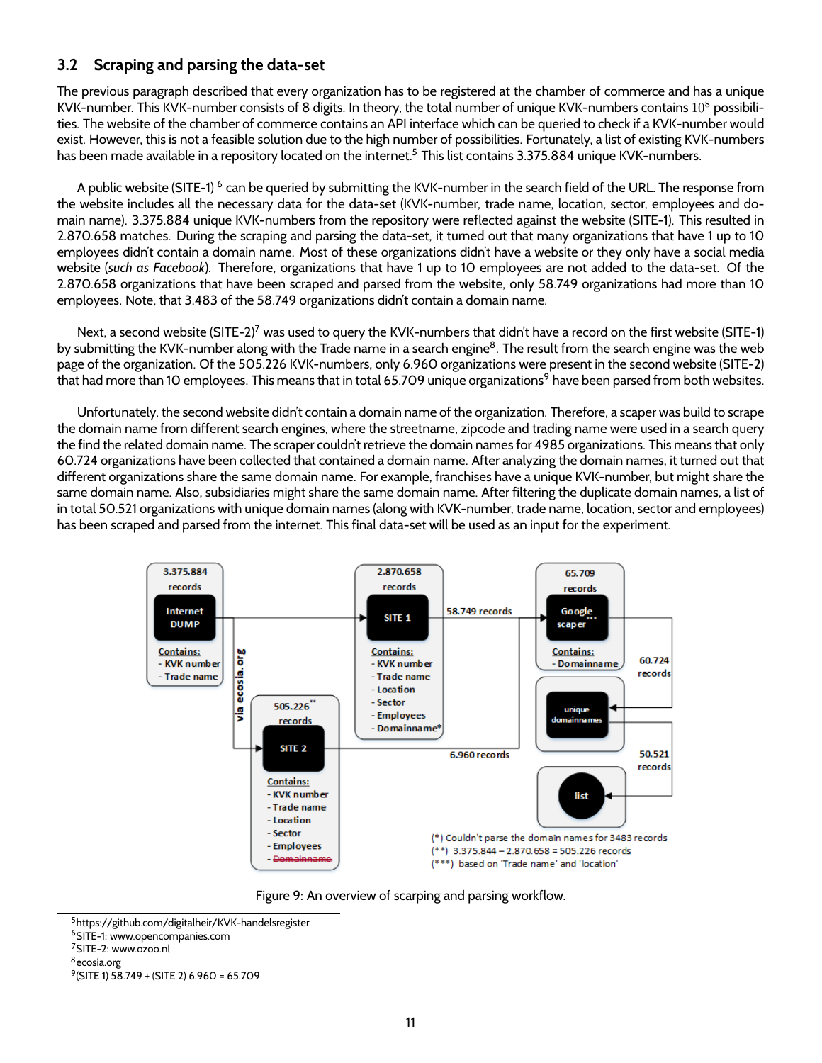## 3.2 Scraping and parsing the data-set

The previous paragraph described that every organization has to be registered at the chamber of commerce and has a unique KVK-number. This KVK-number consists of 8 digits. In theory, the total number of unique KVK-numbers contains $10^8$ possibilities. The website of the chamber of commerce contains an API interface which can be queried to check if a KVK-number would exist. However, this is not a feasible solution due to the high number of possibilities. Fortunately, a list of existing KVK-numbers has been made available in a repository located on the internet.[5] This list contains 3.375.884 unique KVK-numbers.

A public website (SITE-1) [6] can be queried by submitting the KVK-number in the search field of the URL. The response from the website includes all the necessary data for the data-set (KVK-number, trade name, location, sector, employees and domain name). 3.375.884 unique KVK-numbers from the repository were reflected against the website (SITE-1). This resulted in 2.870.658 matches. During the scraping and parsing the data-set, it turned out that many organizations that have 1 up to 10 employees didn't contain a domain name. Most of these organizations didn't have a website or they only have a social media website (*such as Facebook*). Therefore, organizations that have 1 up to 10 employees are not added to the data-set. Of the 2.870.658 organizations that have been scraped and parsed from the website, only 58.749 organizations had more than 10 employees. Note, that 3.483 of the 58.749 organizations didn't contain a domain name.

Next, a second website (SITE-2)[7] was used to query the KVK-numbers that didn't have a record on the first website (SITE-1) by submitting the KVK-number along with the Trade name in a search engine[8]. The result from the search engine was the web page of the organization. Of the 505.226 KVK-numbers, only 6.960 organizations were present in the second website (SITE-2) that had more than 10 employees. This means that in total 65.709 unique organizations[9] have been parsed from both websites.

Unfortunately, the second website didn't contain a domain name of the organization. Therefore, a scaper was build to scrape the domain name from different search engines, where the streetname, zipcode and trading name were used in a search query the find the related domain name. The scraper couldn't retrieve the domain names for 4985 organizations. This means that only 60.724 organizations have been collected that contained a domain name. After analyzing the domain names, it turned out that different organizations share the same domain name. For example, franchises have a unique KVK-number, but might share the same domain name. Also, subsidiaries might share the same domain name. After filtering the duplicate domain names, a list of in total 50.521 organizations with unique domain names (along with KVK-number, trade name, location, sector and employees) has been scraped and parsed from the internet. This final data-set will be used as an input for the experiment.

Figure 9: An overview of scarping and parsing workflow.

[5] https://github.com/digitalheir/KVK-handelsregister

[6] SITE-1: www.opencompanies.com

[7] SITE-2: www.ozoo.nl

[8] ecosia.org

[9] (SITE 1) 58.749 + (SITE 2) 6.960 = 65.709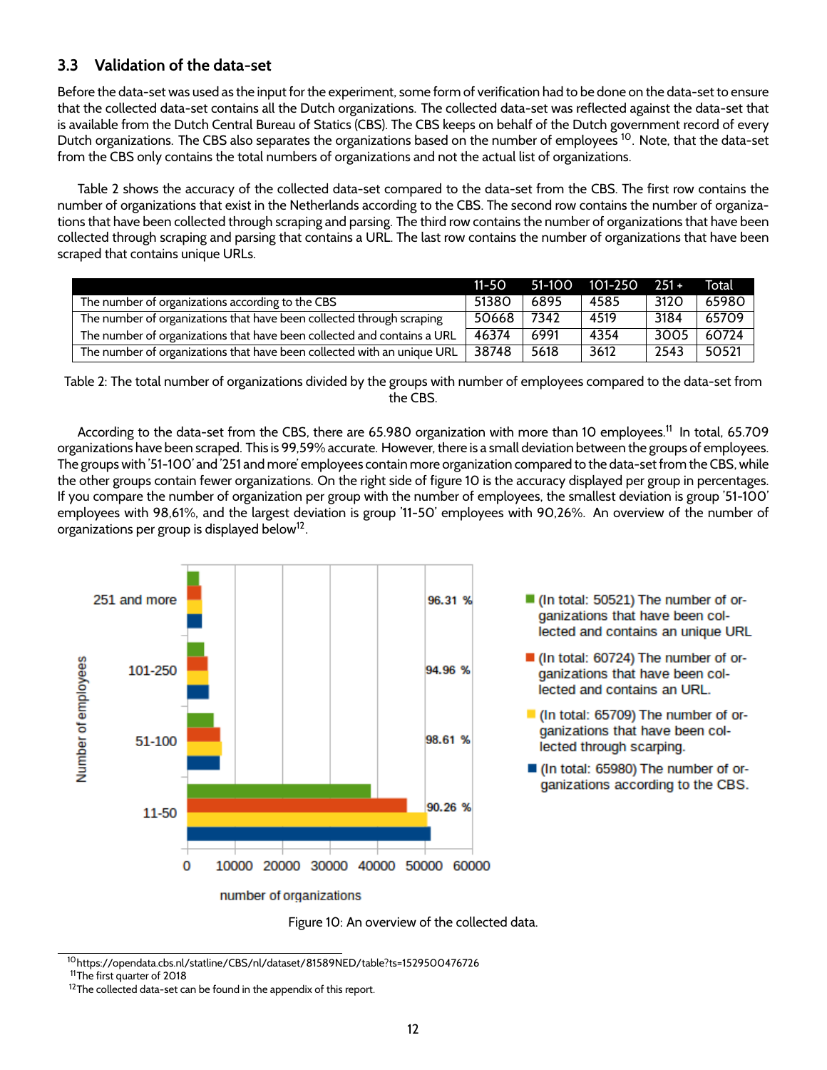### 3.3 Validation of the data-set

Before the data-set was used as the input for the experiment, some form of verification had to be done on the data-set to ensure that the collected data-set contains all the Dutch organizations. The collected data-set was reflected against the data-set that is available from the Dutch Central Bureau of Statics (CBS). The CBS keeps on behalf of the Dutch government record of every Dutch organizations. The CBS also separates the organizations based on the number of employees [10]. Note, that the data-set from the CBS only contains the total numbers of organizations and not the actual list of organizations.

Table 2 shows the accuracy of the collected data-set compared to the data-set from the CBS. The first row contains the number of organizations that exist in the Netherlands according to the CBS. The second row contains the number of organizations that have been collected through scraping and parsing. The third row contains the number of organizations that have been collected through scraping and parsing that contains a URL. The last row contains the number of organizations that have been scraped that contains unique URLs.

| | 11-50 | 51-100 | 101-250 | 251 + | Total |
|---|---|---|---|---|---|
| The number of organizations according to the CBS | 51380 | 6895 | 4585 | 3120 | 65980 |
| The number of organizations that have been collected through scraping | 50668 | 7342 | 4519 | 3184 | 65709 |
| The number of organizations that have been collected and contains a URL | 46374 | 6991 | 4354 | 3005 | 60724 |
| The number of organizations that have been collected with an unique URL | 38748 | 5618 | 3612 | 2543 | 50521 |

Table 2: The total number of organizations divided by the groups with number of employees compared to the data-set from the CBS.

According to the data-set from the CBS, there are 65.980 organization with more than 10 employees.[11] In total, 65.709 organizations have been scraped. This is 99,59% accurate. However, there is a small deviation between the groups of employees. The groups with '51-100' and '251 and more' employees contain more organization compared to the data-set from the CBS, while the other groups contain fewer organizations. On the right side of figure 10 is the accuracy displayed per group in percentages. If you compare the number of organization per group with the number of employees, the smallest deviation is group '51-100' employees with 98,61%, and the largest deviation is group '11-50' employees with 90,26%. An overview of the number of organizations per group is displayed below[12].

Figure 10: An overview of the collected data.

[10] https://opendata.cbs.nl/statline/CBS/nl/dataset/81589NED/table?ts=1529500476726

[11] The first quarter of 2018

[12] The collected data-set can be found in the appendix of this report.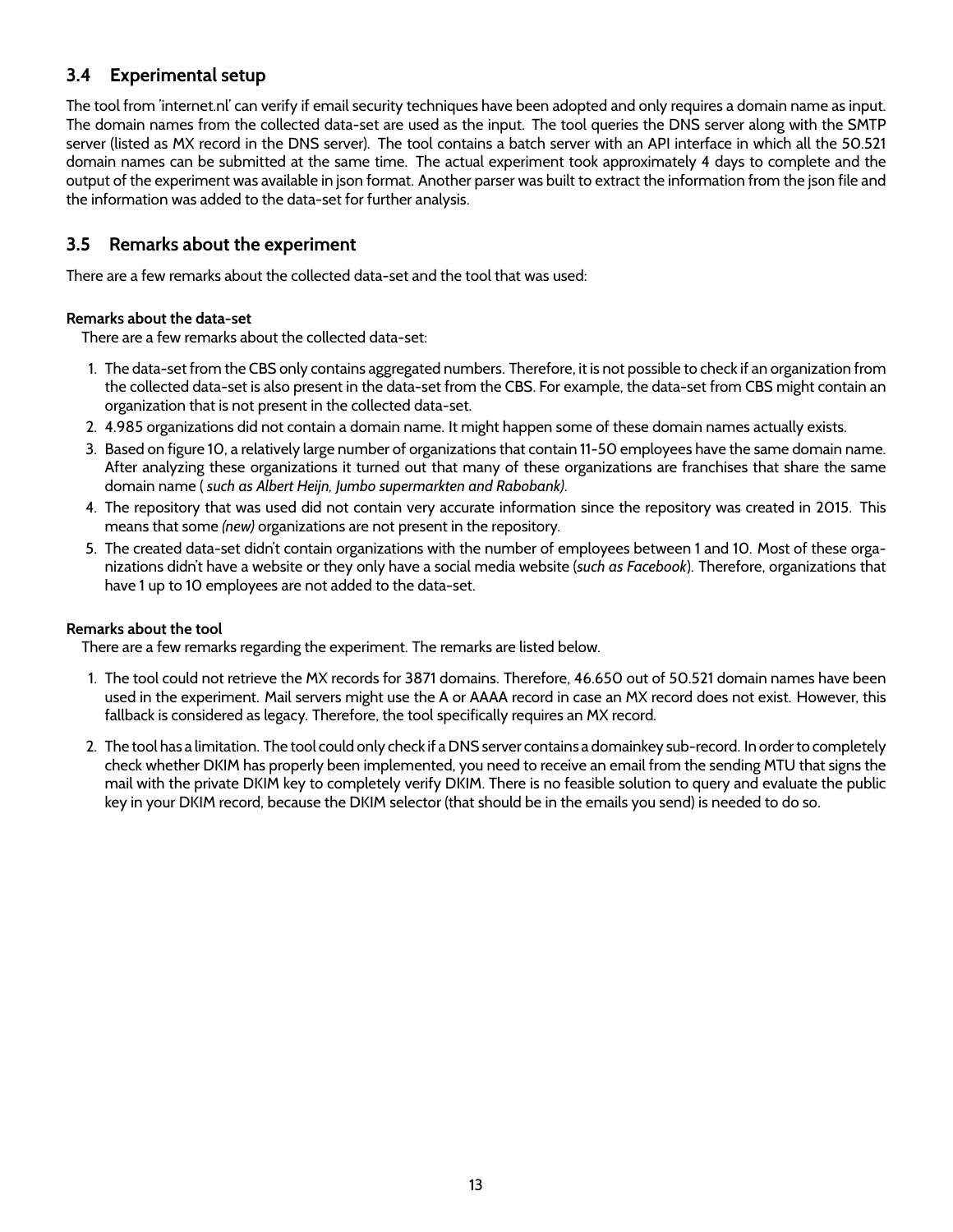## 3.4 Experimental setup

The tool from 'internet.nl' can verify if email security techniques have been adopted and only requires a domain name as input. The domain names from the collected data-set are used as the input. The tool queries the DNS server along with the SMTP server (listed as MX record in the DNS server). The tool contains a batch server with an API interface in which all the 50.521 domain names can be submitted at the same time. The actual experiment took approximately 4 days to complete and the output of the experiment was available in json format. Another parser was built to extract the information from the json file and the information was added to the data-set for further analysis.

## 3.5 Remarks about the experiment

There are a few remarks about the collected data-set and the tool that was used:

**Remarks about the data-set**

There are a few remarks about the collected data-set:

1. The data-set from the CBS only contains aggregated numbers. Therefore, it is not possible to check if an organization from the collected data-set is also present in the data-set from the CBS. For example, the data-set from CBS might contain an organization that is not present in the collected data-set.
2. 4.985 organizations did not contain a domain name. It might happen some of these domain names actually exists.
3. Based on figure 10, a relatively large number of organizations that contain 11-50 employees have the same domain name. After analyzing these organizations it turned out that many of these organizations are franchises that share the same domain name ( *such as Albert Heijn, Jumbo supermarkten and Rabobank)*.
4. The repository that was used did not contain very accurate information since the repository was created in 2015. This means that some *(new)* organizations are not present in the repository.
5. The created data-set didn't contain organizations with the number of employees between 1 and 10. Most of these organizations didn't have a website or they only have a social media website (*such as Facebook*). Therefore, organizations that have 1 up to 10 employees are not added to the data-set.

**Remarks about the tool**

There are a few remarks regarding the experiment. The remarks are listed below.

1. The tool could not retrieve the MX records for 3871 domains. Therefore, 46.650 out of 50.521 domain names have been used in the experiment. Mail servers might use the A or AAAA record in case an MX record does not exist. However, this fallback is considered as legacy. Therefore, the tool specifically requires an MX record.
2. The tool has a limitation. The tool could only check if a DNS server contains a domainkey sub-record. In order to completely check whether DKIM has properly been implemented, you need to receive an email from the sending MTU that signs the mail with the private DKIM key to completely verify DKIM. There is no feasible solution to query and evaluate the public key in your DKIM record, because the DKIM selector (that should be in the emails you send) is needed to do so.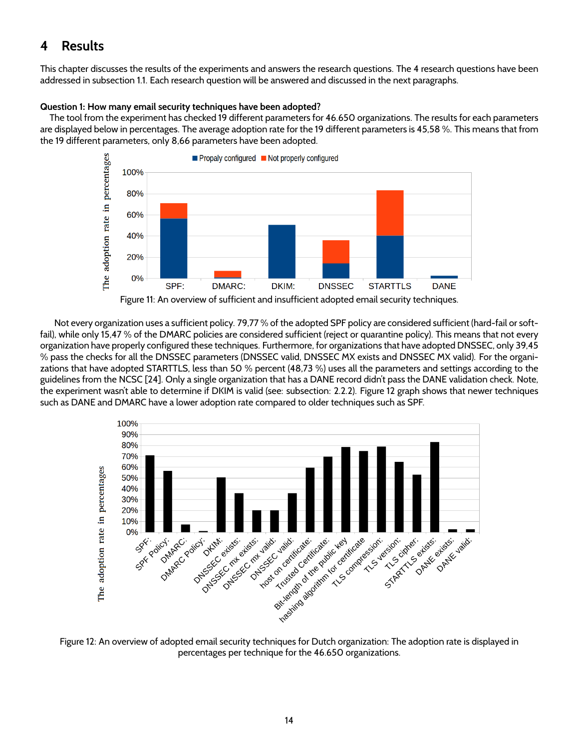# 4 Results

This chapter discusses the results of the experiments and answers the research questions. The 4 research questions have been addressed in subsection 1.1. Each research question will be answered and discussed in the next paragraphs.

**Question 1: How many email security techniques have been adopted?**

The tool from the experiment has checked 19 different parameters for 46.650 organizations. The results for each parameters are displayed below in percentages. The average adoption rate for the 19 different parameters is 45,58 %. This means that from the 19 different parameters, only 8,66 parameters have been adopted.

Figure 11: An overview of sufficient and insufficient adopted email security techniques.

Not every organization uses a sufficient policy. 79,77 % of the adopted SPF policy are considered sufficient (hard-fail or soft-fail), while only 15,47 % of the DMARC policies are considered sufficient (reject or quarantine policy). This means that not every organization have properly configured these techniques. Furthermore, for organizations that have adopted DNSSEC, only 39,45 % pass the checks for all the DNSSEC parameters (DNSSEC valid, DNSSEC MX exists and DNSSEC MX valid). For the organizations that have adopted STARTTLS, less than 50 % percent (48,73 %) uses all the parameters and settings according to the guidelines from the NCSC [24]. Only a single organization that has a DANE record didn't pass the DANE validation check. Note, the experiment wasn't able to determine if DKIM is valid (see: subsection: 2.2.2). Figure 12 graph shows that newer techniques such as DANE and DMARC have a lower adoption rate compared to older techniques such as SPF.

Figure 12: An overview of adopted email security techniques for Dutch organization: The adoption rate is displayed in percentages per technique for the 46.650 organizations.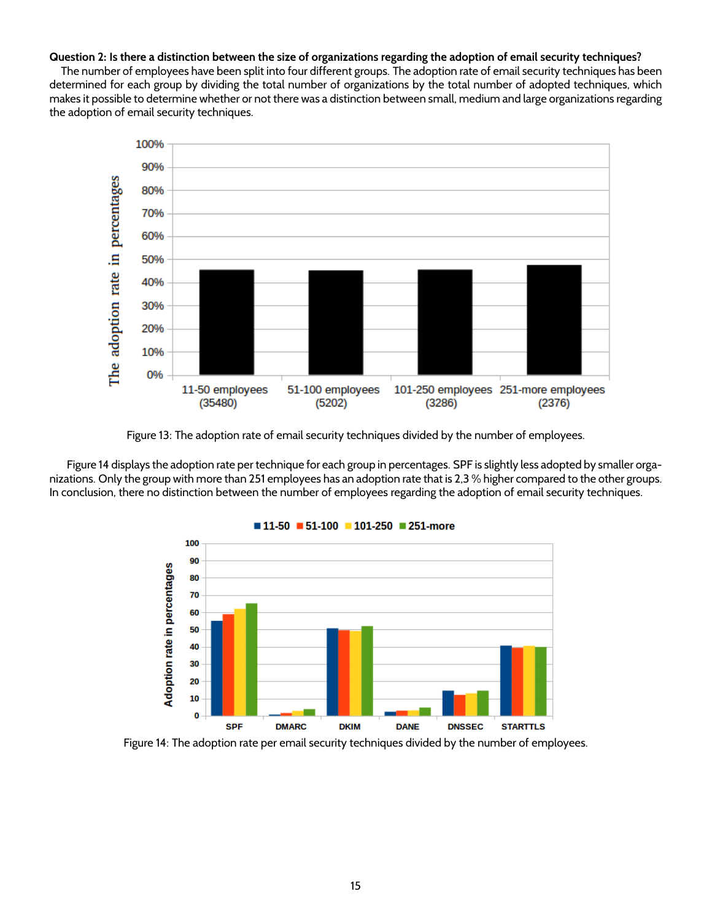**Question 2: Is there a distinction between the size of organizations regarding the adoption of email security techniques?**

The number of employees have been split into four different groups. The adoption rate of email security techniques has been determined for each group by dividing the total number of organizations by the total number of adopted techniques, which makes it possible to determine whether or not there was a distinction between small, medium and large organizations regarding the adoption of email security techniques.

Figure 13: The adoption rate of email security techniques divided by the number of employees.

Figure 14 displays the adoption rate per technique for each group in percentages. SPF is slightly less adopted by smaller organizations. Only the group with more than 251 employees has an adoption rate that is 2,3 % higher compared to the other groups. In conclusion, there no distinction between the number of employees regarding the adoption of email security techniques.

Figure 14: The adoption rate per email security techniques divided by the number of employees.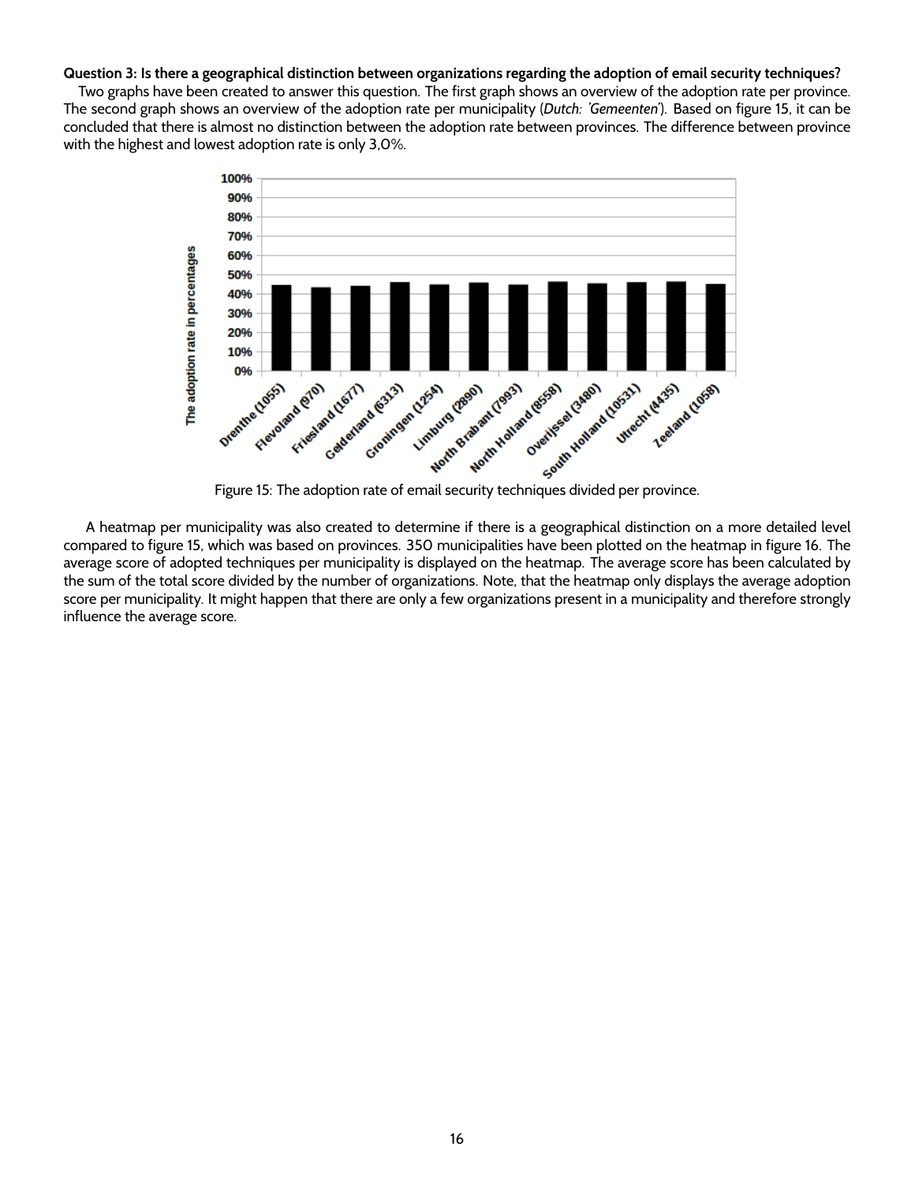**Question 3: Is there a geographical distinction between organizations regarding the adoption of email security techniques?**

Two graphs have been created to answer this question. The first graph shows an overview of the adoption rate per province. The second graph shows an overview of the adoption rate per municipality (*Dutch: 'Gemeenten'*). Based on figure 15, it can be concluded that there is almost no distinction between the adoption rate between provinces. The difference between province with the highest and lowest adoption rate is only 3,0%.

Figure 15: The adoption rate of email security techniques divided per province.

A heatmap per municipality was also created to determine if there is a geographical distinction on a more detailed level compared to figure 15, which was based on provinces. 350 municipalities have been plotted on the heatmap in figure 16. The average score of adopted techniques per municipality is displayed on the heatmap. The average score has been calculated by the sum of the total score divided by the number of organizations. Note, that the heatmap only displays the average adoption score per municipality. It might happen that there are only a few organizations present in a municipality and therefore strongly influence the average score.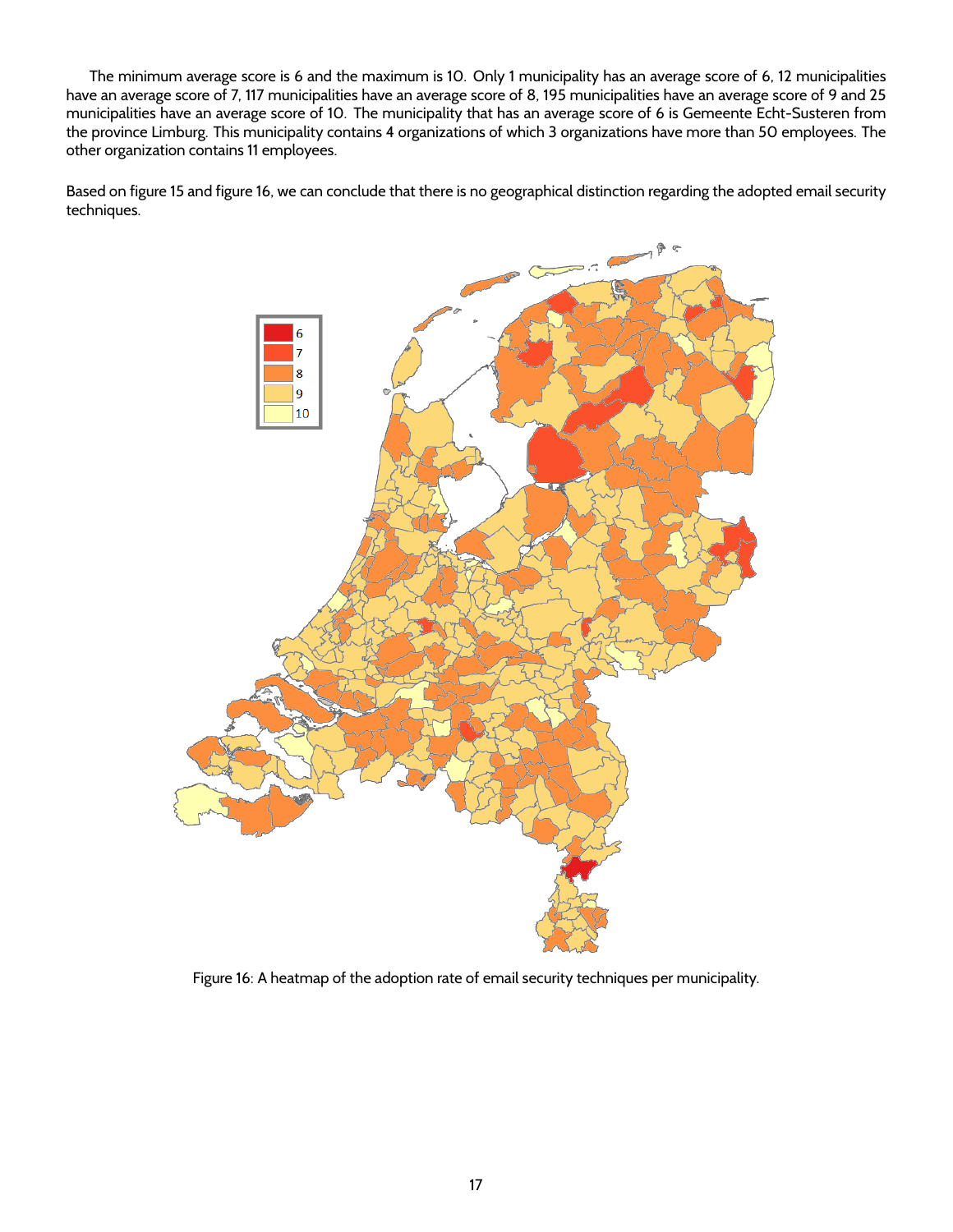The minimum average score is 6 and the maximum is 10. Only 1 municipality has an average score of 6, 12 municipalities have an average score of 7, 117 municipalities have an average score of 8, 195 municipalities have an average score of 9 and 25 municipalities have an average score of 10. The municipality that has an average score of 6 is Gemeente Echt-Susteren from the province Limburg. This municipality contains 4 organizations of which 3 organizations have more than 50 employees. The other organization contains 11 employees.

Based on figure 15 and figure 16, we can conclude that there is no geographical distinction regarding the adopted email security techniques.

Figure 16: A heatmap of the adoption rate of email security techniques per municipality.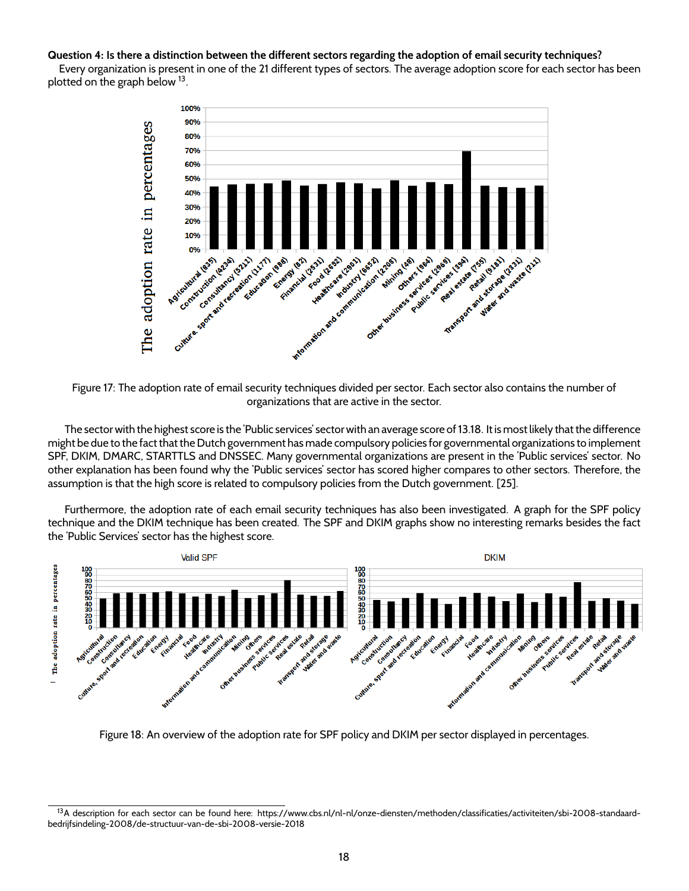**Question 4: Is there a distinction between the different sectors regarding the adoption of email security techniques?**

Every organization is present in one of the 21 different types of sectors. The average adoption score for each sector has been plotted on the graph below [13].

Figure 17: The adoption rate of email security techniques divided per sector. Each sector also contains the number of organizations that are active in the sector.

The sector with the highest score is the 'Public services' sector with an average score of 13.18. It is most likely that the difference might be due to the fact that the Dutch government has made compulsory policies for governmental organizations to implement SPF, DKIM, DMARC, STARTTLS and DNSSEC. Many governmental organizations are present in the 'Public services' sector. No other explanation has been found why the 'Public services' sector has scored higher compares to other sectors. Therefore, the assumption is that the high score is related to compulsory policies from the Dutch government. [25].

Furthermore, the adoption rate of each email security techniques has also been investigated. A graph for the SPF policy technique and the DKIM technique has been created. The SPF and DKIM graphs show no interesting remarks besides the fact the 'Public Services' sector has the highest score.

Figure 18: An overview of the adoption rate for SPF policy and DKIM per sector displayed in percentages.

[13] A description for each sector can be found here: https://www.cbs.nl/nl-nl/onze-diensten/methoden/classificaties/activiteiten/sbi-2008-standaard-bedrijfsindeling-2008/de-structuur-van-de-sbi-2008-versie-2018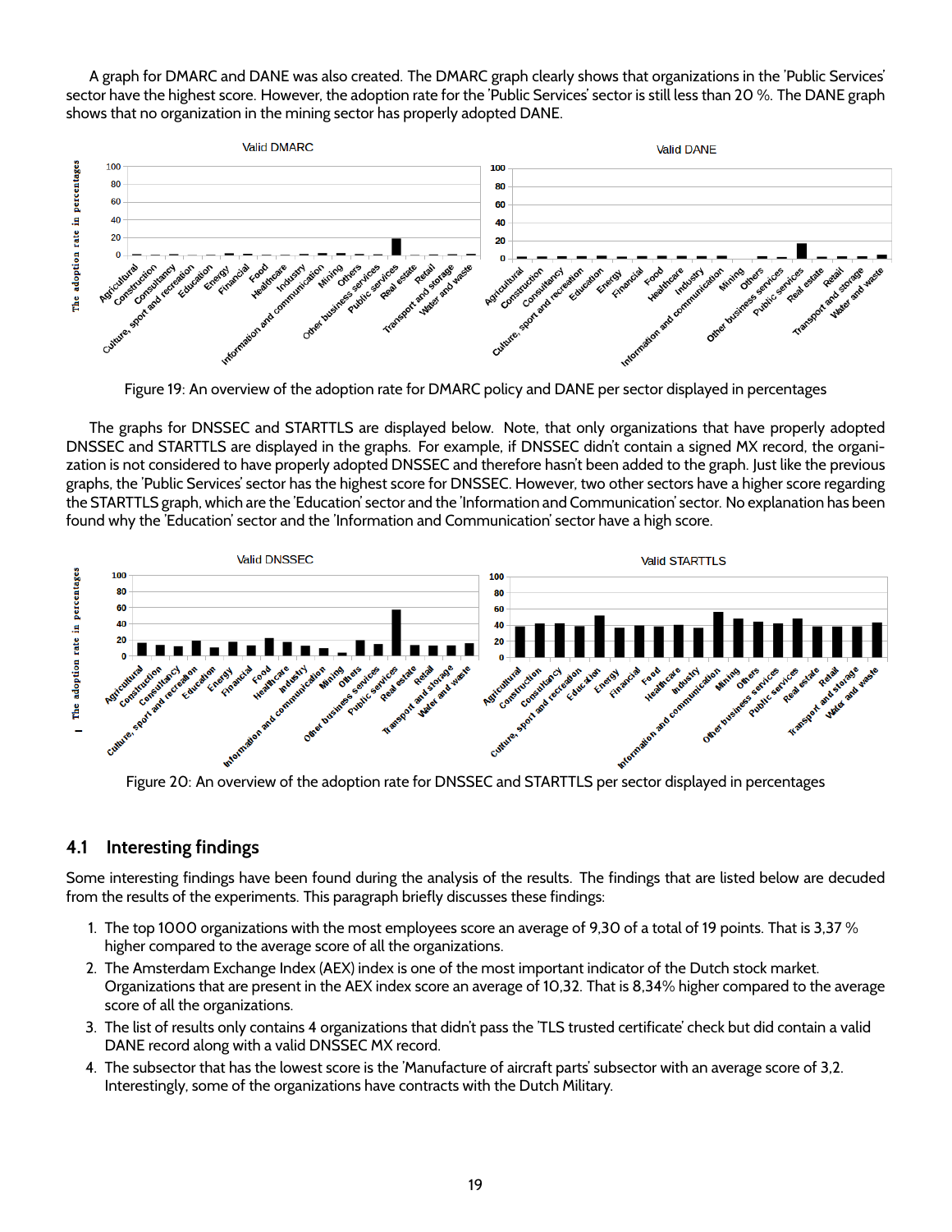A graph for DMARC and DANE was also created. The DMARC graph clearly shows that organizations in the 'Public Services' sector have the highest score. However, the adoption rate for the 'Public Services' sector is still less than 20 %. The DANE graph shows that no organization in the mining sector has properly adopted DANE.

Figure 19: An overview of the adoption rate for DMARC policy and DANE per sector displayed in percentages

The graphs for DNSSEC and STARTTLS are displayed below. Note, that only organizations that have properly adopted DNSSEC and STARTTLS are displayed in the graphs. For example, if DNSSEC didn't contain a signed MX record, the organization is not considered to have properly adopted DNSSEC and therefore hasn't been added to the graph. Just like the previous graphs, the 'Public Services' sector has the highest score for DNSSEC. However, two other sectors have a higher score regarding the STARTTLS graph, which are the 'Education' sector and the 'Information and Communication' sector. No explanation has been found why the 'Education' sector and the 'Information and Communication' sector have a high score.

Figure 20: An overview of the adoption rate for DNSSEC and STARTTLS per sector displayed in percentages

## 4.1 Interesting findings

Some interesting findings have been found during the analysis of the results. The findings that are listed below are decuded from the results of the experiments. This paragraph briefly discusses these findings:

1. The top 1000 organizations with the most employees score an average of 9,30 of a total of 19 points. That is 3,37 % higher compared to the average score of all the organizations.
2. The Amsterdam Exchange Index (AEX) index is one of the most important indicator of the Dutch stock market. Organizations that are present in the AEX index score an average of 10,32. That is 8,34% higher compared to the average score of all the organizations.
3. The list of results only contains 4 organizations that didn't pass the 'TLS trusted certificate' check but did contain a valid DANE record along with a valid DNSSEC MX record.
4. The subsector that has the lowest score is the 'Manufacture of aircraft parts' subsector with an average score of 3,2. Interestingly, some of the organizations have contracts with the Dutch Military.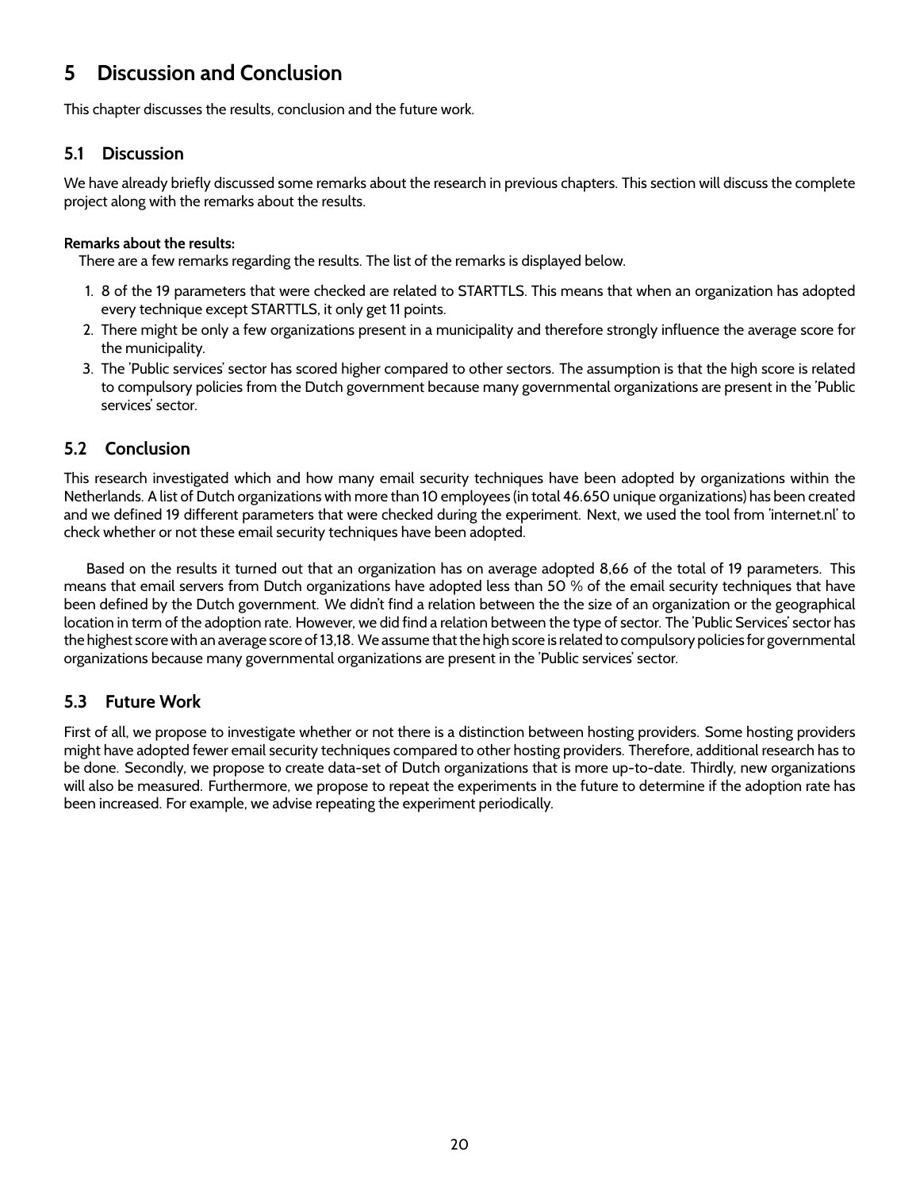# 5 Discussion and Conclusion

This chapter discusses the results, conclusion and the future work.

## 5.1 Discussion

We have already briefly discussed some remarks about the research in previous chapters. This section will discuss the complete project along with the remarks about the results.

**Remarks about the results:**
There are a few remarks regarding the results. The list of the remarks is displayed below.

1. 8 of the 19 parameters that were checked are related to STARTTLS. This means that when an organization has adopted every technique except STARTTLS, it only get 11 points.
2. There might be only a few organizations present in a municipality and therefore strongly influence the average score for the municipality.
3. The 'Public services' sector has scored higher compared to other sectors. The assumption is that the high score is related to compulsory policies from the Dutch government because many governmental organizations are present in the 'Public services' sector.

## 5.2 Conclusion

This research investigated which and how many email security techniques have been adopted by organizations within the Netherlands. A list of Dutch organizations with more than 10 employees (in total 46.650 unique organizations) has been created and we defined 19 different parameters that were checked during the experiment. Next, we used the tool from 'internet.nl' to check whether or not these email security techniques have been adopted.

Based on the results it turned out that an organization has on average adopted 8,66 of the total of 19 parameters. This means that email servers from Dutch organizations have adopted less than 50 % of the email security techniques that have been defined by the Dutch government. We didn't find a relation between the the size of an organization or the geographical location in term of the adoption rate. However, we did find a relation between the type of sector. The 'Public Services' sector has the highest score with an average score of 13,18. We assume that the high score is related to compulsory policies for governmental organizations because many governmental organizations are present in the 'Public services' sector.

## 5.3 Future Work

First of all, we propose to investigate whether or not there is a distinction between hosting providers. Some hosting providers might have adopted fewer email security techniques compared to other hosting providers. Therefore, additional research has to be done. Secondly, we propose to create data-set of Dutch organizations that is more up-to-date. Thirdly, new organizations will also be measured. Furthermore, we propose to repeat the experiments in the future to determine if the adoption rate has been increased. For example, we advise repeating the experiment periodically.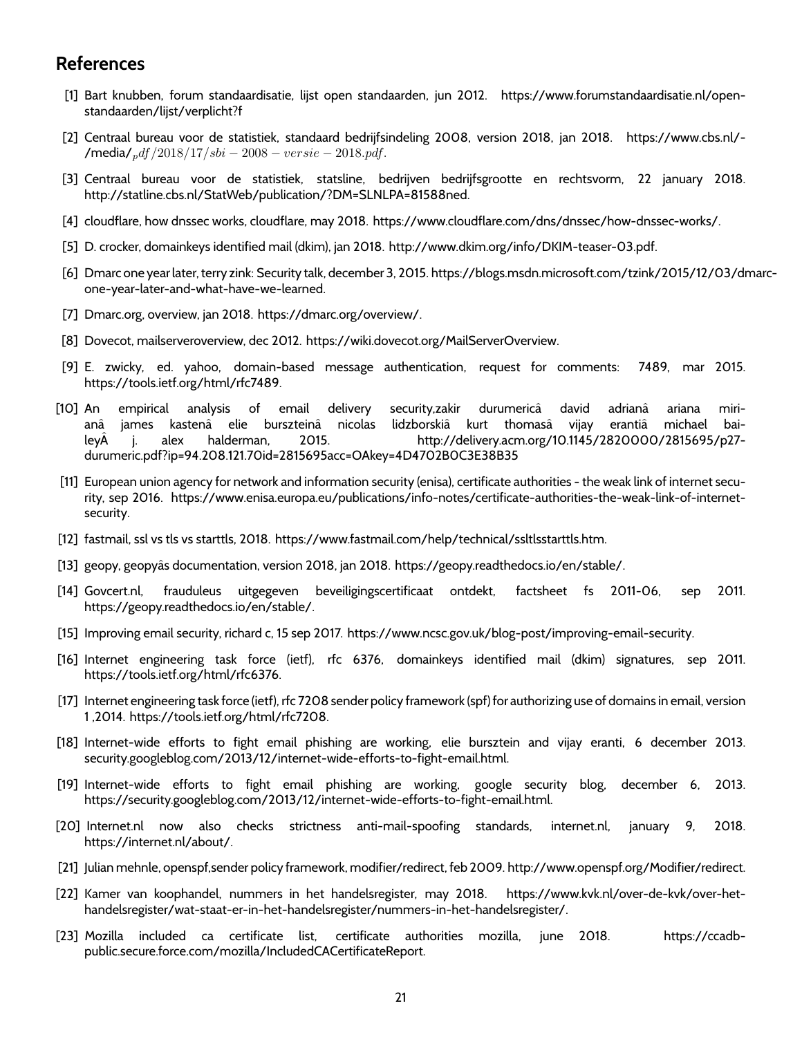## References

[1] Bart knubben, forum standaardisatie, lijst open standaarden, jun 2012. https://www.forumstandaardisatie.nl/open-standaarden/lijst/verplicht?f

[2] Centraal bureau voor de statistiek, standaard bedrijfsindeling 2008, version 2018, jan 2018. https://www.cbs.nl/-/media/$_pdf/2018/17/sbi-2008-versie-2018.pdf$.

[3] Centraal bureau voor de statistiek, statsline, bedrijven bedrijfsgrootte en rechtsvorm, 22 january 2018. http://statline.cbs.nl/StatWeb/publication/?DM=SLNLPA=81588ned.

[4] cloudflare, how dnssec works, cloudflare, may 2018. https://www.cloudflare.com/dns/dnssec/how-dnssec-works/.

[5] D. crocker, domainkeys identified mail (dkim), jan 2018. http://www.dkim.org/info/DKIM-teaser-03.pdf.

[6] Dmarc one year later, terry zink: Security talk, december 3, 2015. https://blogs.msdn.microsoft.com/tzink/2015/12/03/dmarc-one-year-later-and-what-have-we-learned.

[7] Dmarc.org, overview, jan 2018. https://dmarc.org/overview/.

[8] Dovecot, mailserveroverview, dec 2012. https://wiki.dovecot.org/MailServerOverview.

[9] E. zwicky, ed. yahoo, domain-based message authentication, request for comments: 7489, mar 2015. https://tools.ietf.org/html/rfc7489.

[10] An empirical analysis of email delivery security,zakir durumericâ david adrianâ ariana mirianâ james kastenâ elie bursztein â nicolas lidzborskiâ kurt thomasâ vijay erantiâ michael baileyÂ j. alex halderman, 2015. http://delivery.acm.org/10.1145/2820000/2815695/p27-durumeric.pdf?ip=94.208.121.70id=2815695acc=OAkey=4D4702B0C3E38B35

[11] European union agency for network and information security (enisa), certificate authorities - the weak link of internet security, sep 2016. https://www.enisa.europa.eu/publications/info-notes/certificate-authorities-the-weak-link-of-internet-security.

[12] fastmail, ssl vs tls vs starttls, 2018. https://www.fastmail.com/help/technical/ssltlsstarttls.htm.

[13] geopy, geopyâs documentation, version 2018, jan 2018. https://geopy.readthedocs.io/en/stable/.

[14] Govcert.nl, frauduleus uitgegeven beveiligingscertificaat ontdekt, factsheet fs 2011-06, sep 2011. https://geopy.readthedocs.io/en/stable/.

[15] Improving email security, richard c, 15 sep 2017. https://www.ncsc.gov.uk/blog-post/improving-email-security.

[16] Internet engineering task force (ietf), rfc 6376, domainkeys identified mail (dkim) signatures, sep 2011. https://tools.ietf.org/html/rfc6376.

[17] Internet engineering task force (ietf), rfc 7208 sender policy framework (spf) for authorizing use of domains in email, version 1 ,2014. https://tools.ietf.org/html/rfc7208.

[18] Internet-wide efforts to fight email phishing are working, elie bursztein and vijay eranti, 6 december 2013. security.googleblog.com/2013/12/internet-wide-efforts-to-fight-email.html.

[19] Internet-wide efforts to fight email phishing are working, google security blog, december 6, 2013. https://security.googleblog.com/2013/12/internet-wide-efforts-to-fight-email.html.

[20] Internet.nl now also checks strictness anti-mail-spoofing standards, internet.nl, january 9, 2018. https://internet.nl/about/.

[21] Julian mehnle, openspf,sender policy framework, modifier/redirect, feb 2009. http://www.openspf.org/Modifier/redirect.

[22] Kamer van koophandel, nummers in het handelsregister, may 2018. https://www.kvk.nl/over-de-kvk/over-het-handelsregister/wat-staat-er-in-het-handelsregister/nummers-in-het-handelsregister/.

[23] Mozilla included ca certificate list, certificate authorities mozilla, june 2018. https://ccadb-public.secure.force.com/mozilla/IncludedCACertificateReport.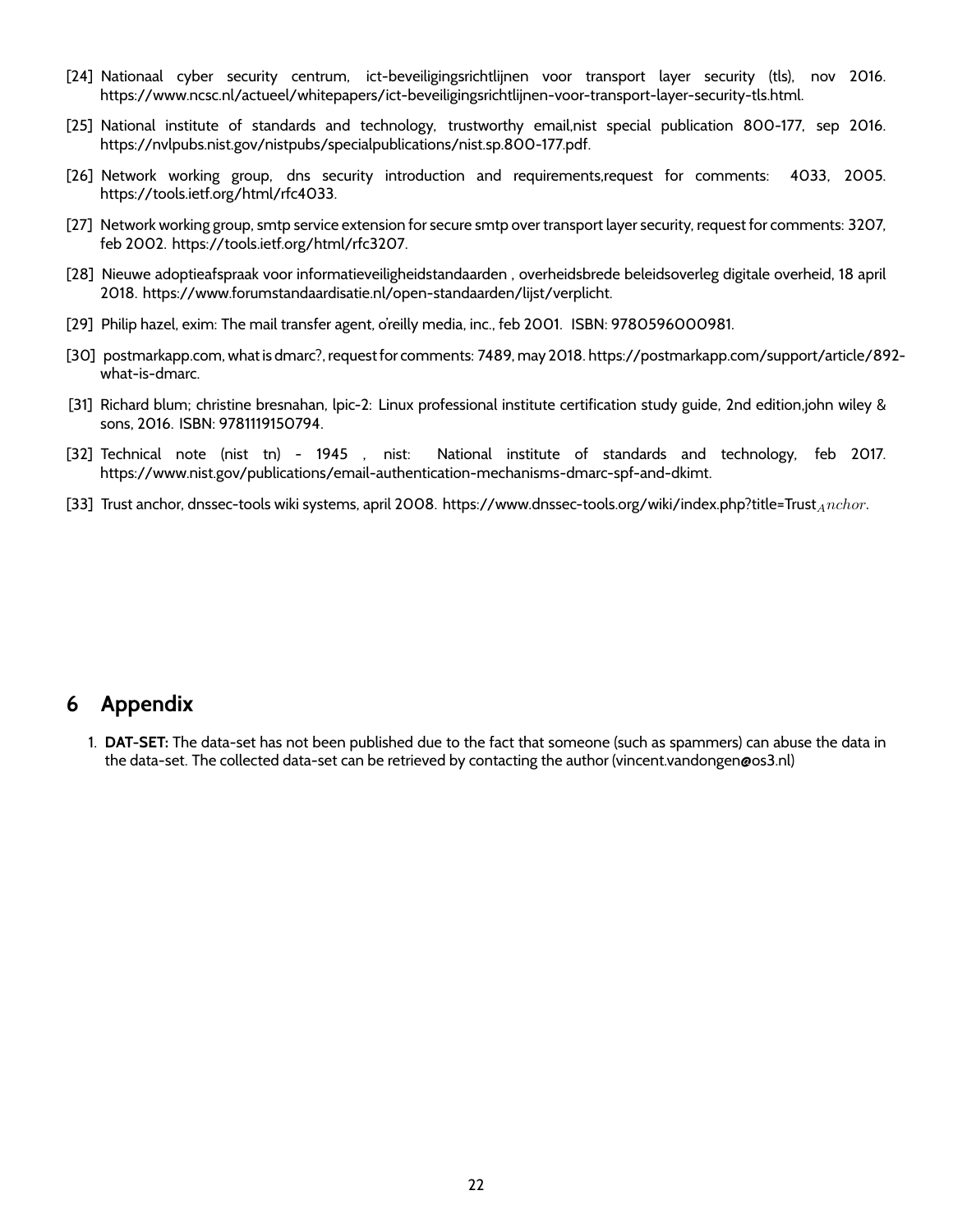[24] Nationaal cyber security centrum, ict-beveiligingsrichtlijnen voor transport layer security (tls), nov 2016. https://www.ncsc.nl/actueel/whitepapers/ict-beveiligingsrichtlijnen-voor-transport-layer-security-tls.html.

[25] National institute of standards and technology, trustworthy email,nist special publication 800-177, sep 2016. https://nvlpubs.nist.gov/nistpubs/specialpublications/nist.sp.800-177.pdf.

[26] Network working group, dns security introduction and requirements,request for comments: 4033, 2005. https://tools.ietf.org/html/rfc4033.

[27] Network working group, smtp service extension for secure smtp over transport layer security, request for comments: 3207, feb 2002. https://tools.ietf.org/html/rfc3207.

[28] Nieuwe adoptieafspraak voor informatieveiligheidstandaarden , overheidsbrede beleidsoverleg digitale overheid, 18 april 2018. https://www.forumstandaardisatie.nl/open-standaarden/lijst/verplicht.

[29] Philip hazel, exim: The mail transfer agent, o'reilly media, inc., feb 2001. ISBN: 9780596000981.

[30] postmarkapp.com, what is dmarc?, request for comments: 7489, may 2018. https://postmarkapp.com/support/article/892-what-is-dmarc.

[31] Richard blum; christine bresnahan, lpic-2: Linux professional institute certification study guide, 2nd edition,john wiley & sons, 2016. ISBN: 9781119150794.

[32] Technical note (nist tn) - 1945 , nist: National institute of standards and technology, feb 2017. https://www.nist.gov/publications/email-authentication-mechanisms-dmarc-spf-and-dkimt.

[33] Trust anchor, dnssec-tools wiki systems, april 2008. https://www.dnssec-tools.org/wiki/index.php?title=Trust$_{Anchor}$.

# 6 Appendix

1. **DAT-SET:** The data-set has not been published due to the fact that someone (such as spammers) can abuse the data in the data-set. The collected data-set can be retrieved by contacting the author (vincent.vandongen@os3.nl)